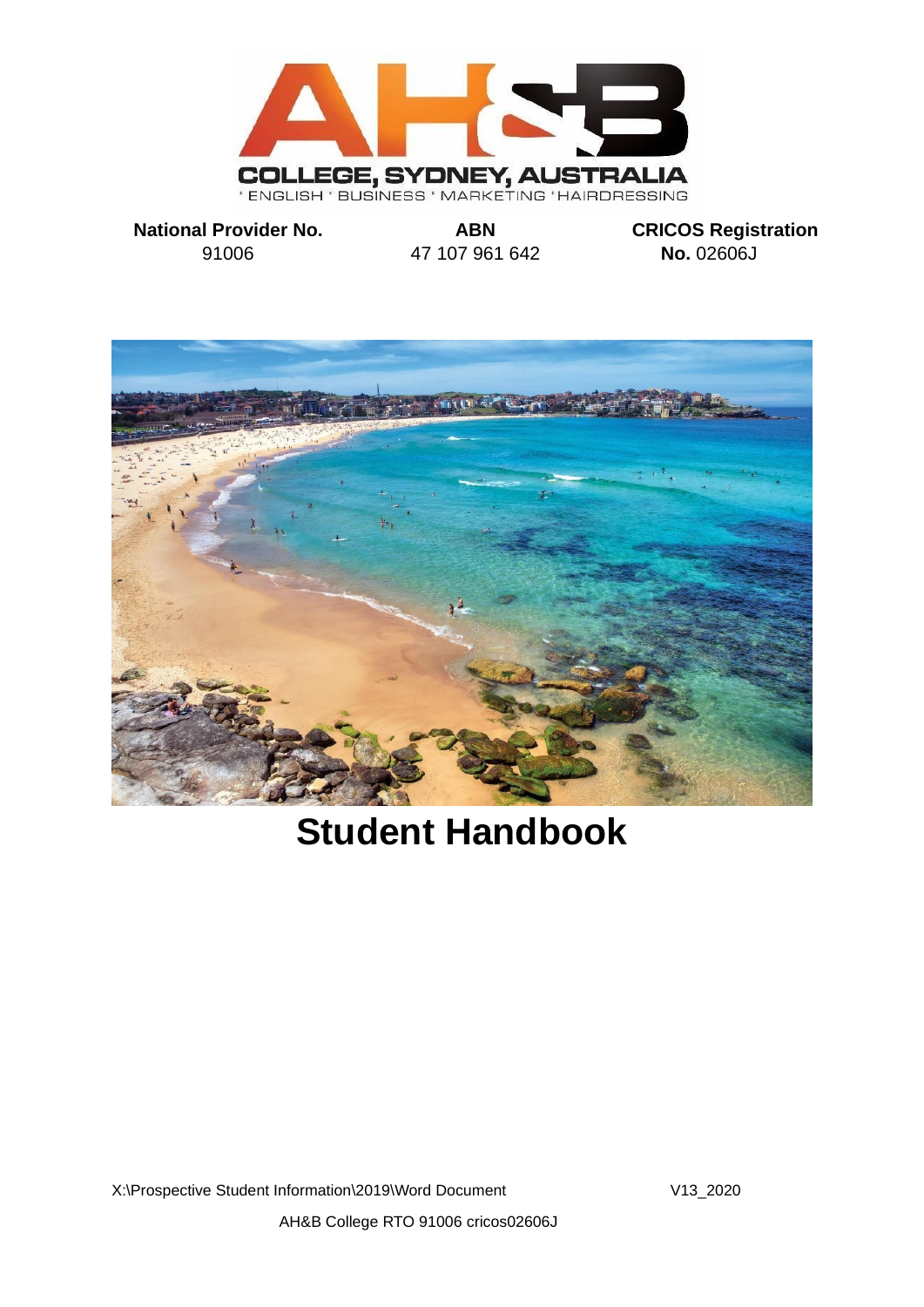COLLEGE, SYDNEY, AUSTRALIA

ENGLISH * BUSINESS * MARKETING * HAIRDRESSING

| National Provider No. | ABN | CRICOS Registration No. |
| --- | --- | --- |
| 91006 | 47 107 961 642 | 02606J |

# Student Handbook

X:\Prospective Student Information\2019\Word Document V13_2020

AH&B College RTO 91006 cricos02606J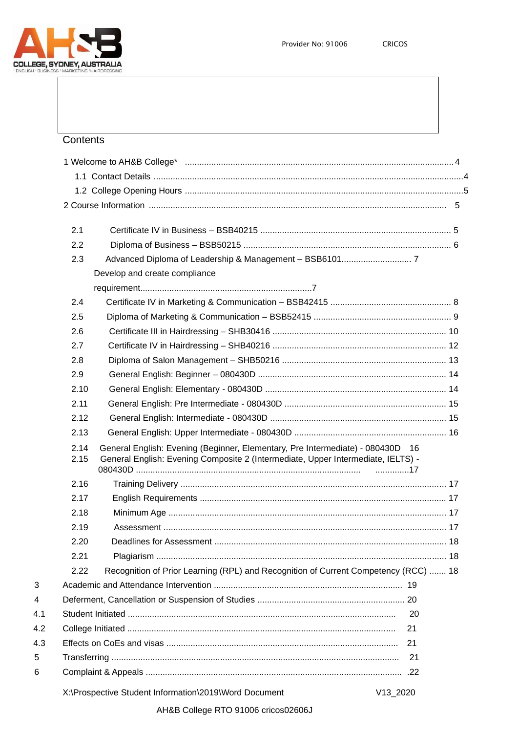Provider No: 91006 CRICOS

## Contents

1 Welcome to AH&B College* .......................................................................... 4

- 1.1 Contact Details ........................................................................................ 4
- 1.2 College Opening Hours ............................................................................ 5

2 Course Information ...................................................................................... 5

- 2.1 Certificate IV in Business – BSB40215 ...................................................... 5
- 2.2 Diploma of Business – BSB50215 ............................................................. 6
- 2.3 Advanced Diploma of Leadership & Management – BSB6101........................ 7
  Develop and create compliance requirement.......................................................7
- 2.4 Certificate IV in Marketing & Communication – BSB42415 ............................ 8
- 2.5 Diploma of Marketing & Communication – BSB52415 ................................... 9
- 2.6 Certificate III in Hairdressing – SHB30416 ................................................. 10
- 2.7 Certificate IV in Hairdressing – SHB40216 ................................................. 12
- 2.8 Diploma of Salon Management – SHB50216 ............................................... 13
- 2.9 General English: Beginner – 080430D ....................................................... 14
- 2.10 General English: Elementary - 080430D .................................................. 14
- 2.11 General English: Pre Intermediate - 080430D ........................................... 15
- 2.12 General English: Intermediate - 080430D ................................................. 15
- 2.13 General English: Upper Intermediate - 080430D ........................................ 16
- 2.14 General English: Evening (Beginner, Elementary, Pre Intermediate) - 080430D 16
- 2.15 General English: Evening Composite 2 (Intermediate, Upper Intermediate, IELTS) - 080430D ..............17
- 2.16 Training Delivery ..................................................................................... 17
- 2.17 English Requirements .............................................................................. 17
- 2.18 Minimum Age .......................................................................................... 17
- 2.19 Assessment ............................................................................................ 17
- 2.20 Deadlines for Assessment ........................................................................ 18
- 2.21 Plagiarism .............................................................................................. 18
- 2.22 Recognition of Prior Learning (RPL) and Recognition of Current Competency (RCC) ....... 18

3 Academic and Attendance Intervention ............................................................ 19

4 Deferment, Cancellation or Suspension of Studies ............................................ 20

- 4.1 Student Initiated ...................................................................................... 20
- 4.2 College Initiated ...................................................................................... 21
- 4.3 Effects on CoEs and visas ........................................................................ 21

5 Transferring ................................................................................................. 21

6 Complaint & Appeals ..................................................................................... 22

X:\Prospective Student Information\2019\Word Document V13_2020

AH&B College RTO 91006 cricos02606J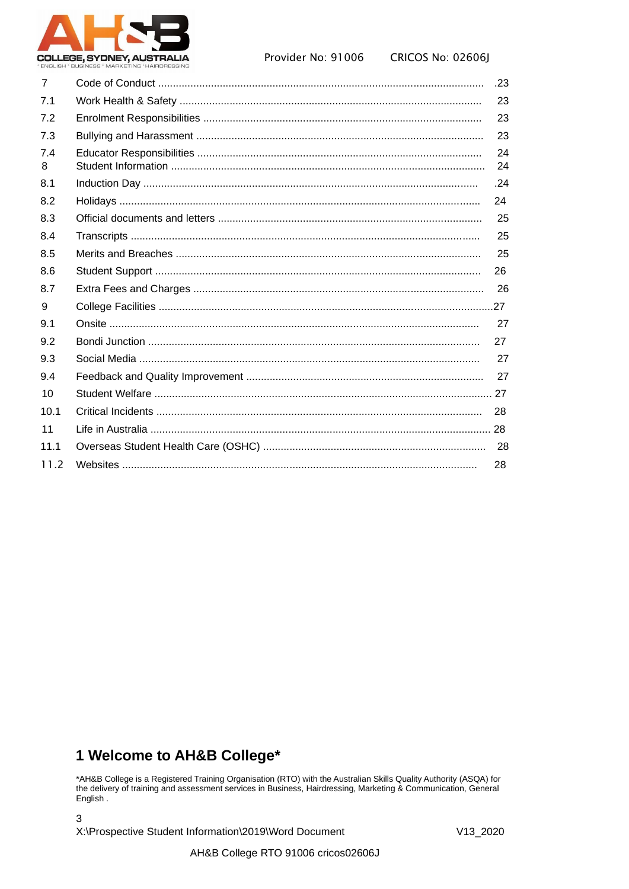| | | |
|---|---|---|
| 7 | Code of Conduct | 23 |
| 7.1 | Work Health & Safety | 23 |
| 7.2 | Enrolment Responsibilities | 23 |
| 7.3 | Bullying and Harassment | 23 |
| 7.4 | Educator Responsibilities | 24 |
| 8 | Student Information | 24 |
| 8.1 | Induction Day | 24 |
| 8.2 | Holidays | 24 |
| 8.3 | Official documents and letters | 25 |
| 8.4 | Transcripts | 25 |
| 8.5 | Merits and Breaches | 25 |
| 8.6 | Student Support | 26 |
| 8.7 | Extra Fees and Charges | 26 |
| 9 | College Facilities | 27 |
| 9.1 | Onsite | 27 |
| 9.2 | Bondi Junction | 27 |
| 9.3 | Social Media | 27 |
| 9.4 | Feedback and Quality Improvement | 27 |
| 10 | Student Welfare | 27 |
| 10.1 | Critical Incidents | 28 |
| 11 | Life in Australia | 28 |
| 11.1 | Overseas Student Health Care (OSHC) | 28 |
| 11.2 | Websites | 28 |

## 1 Welcome to AH&B College*

*AH&B College is a Registered Training Organisation (RTO) with the Australian Skills Quality Authority (ASQA) for the delivery of training and assessment services in Business, Hairdressing, Marketing & Communication, General English .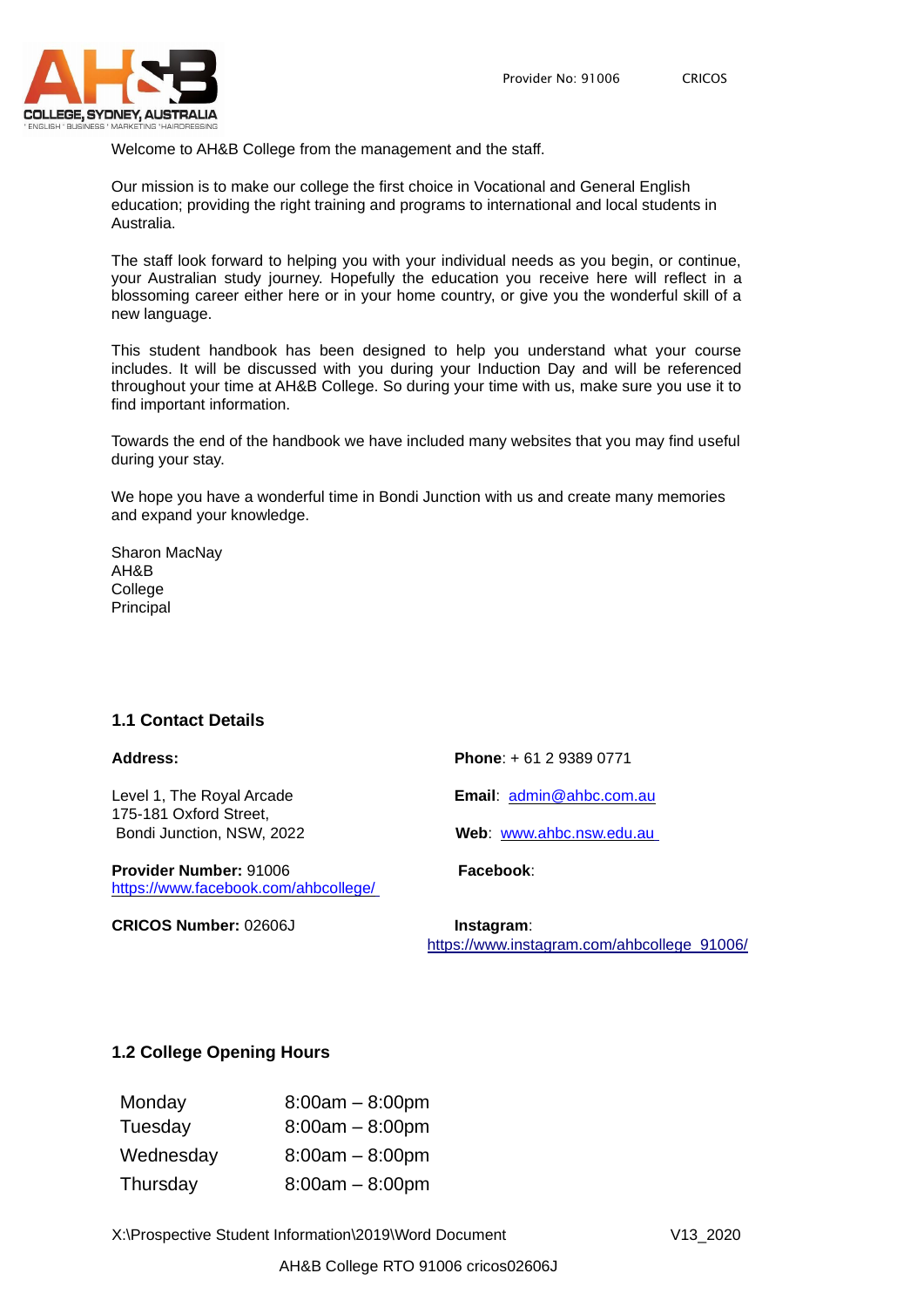Welcome to AH&B College from the management and the staff.

Our mission is to make our college the first choice in Vocational and General English education; providing the right training and programs to international and local students in Australia.

The staff look forward to helping you with your individual needs as you begin, or continue, your Australian study journey. Hopefully the education you receive here will reflect in a blossoming career either here or in your home country, or give you the wonderful skill of a new language.

This student handbook has been designed to help you understand what your course includes. It will be discussed with you during your Induction Day and will be referenced throughout your time at AH&B College. So during your time with us, make sure you use it to find important information.

Towards the end of the handbook we have included many websites that you may find useful during your stay.

We hope you have a wonderful time in Bondi Junction with us and create many memories and expand your knowledge.

Sharon MacNay
AH&B
College
Principal

### 1.1 Contact Details

**Address:**

Level 1, The Royal Arcade
175-181 Oxford Street,
Bondi Junction, NSW, 2022

**Provider Number:** 91006

**CRICOS Number:** 02606J

**Phone**: + 61 2 9389 0771

**Email**: admin@ahbc.com.au

**Web**: www.ahbc.nsw.edu.au

**Facebook**: https://www.facebook.com/ahbcollege/

**Instagram**: https://www.instagram.com/ahbcollege_91006/

### 1.2 College Opening Hours

| | |
|---|---|
| Monday | 8:00am – 8:00pm |
| Tuesday | 8:00am – 8:00pm |
| Wednesday | 8:00am – 8:00pm |
| Thursday | 8:00am – 8:00pm |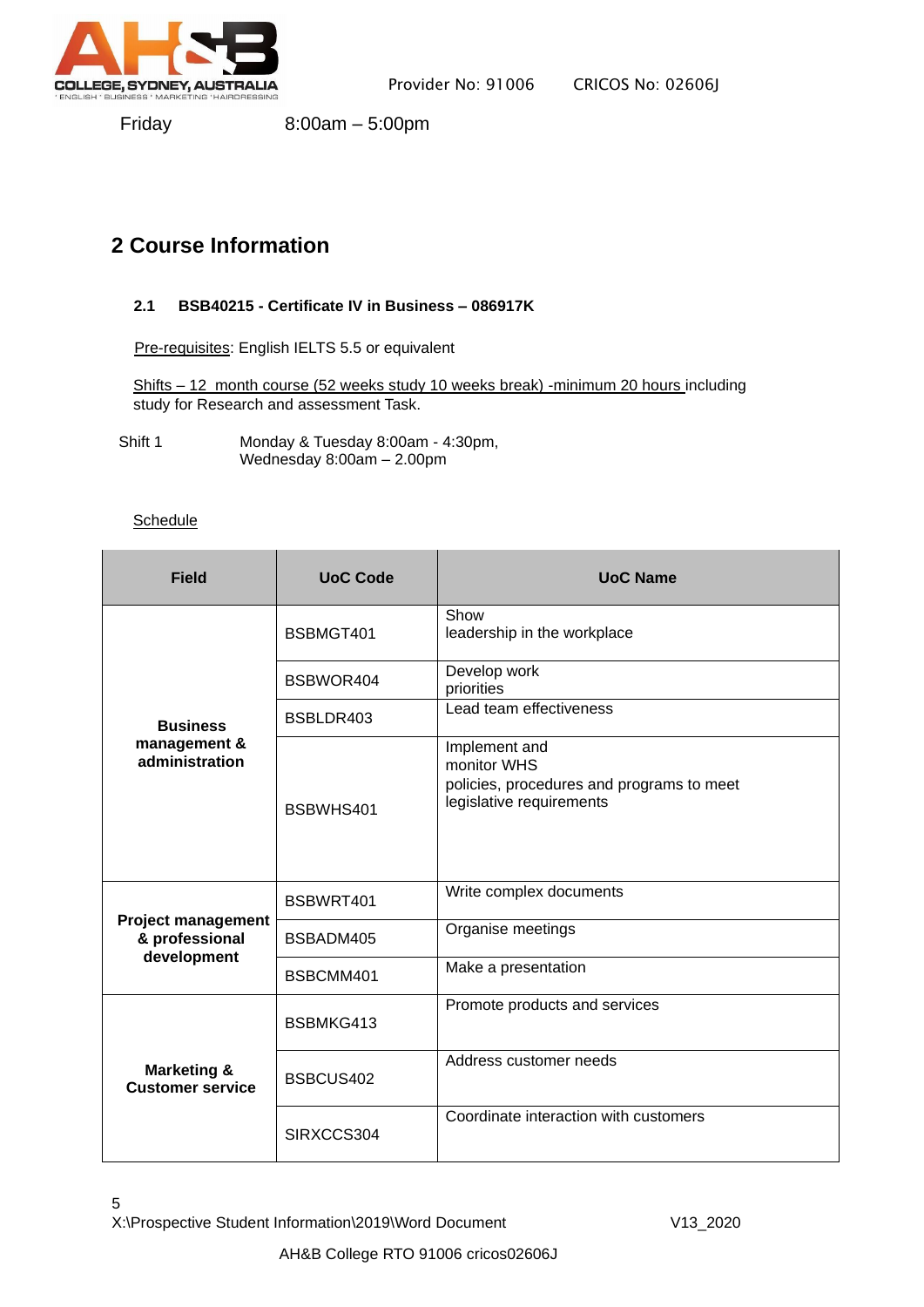Friday 8:00am – 5:00pm

## 2 Course Information

### 2.1 BSB40215 - Certificate IV in Business – 086917K

Pre-requisites: English IELTS 5.5 or equivalent

Shifts – 12 month course (52 weeks study 10 weeks break) -minimum 20 hours including study for Research and assessment Task.

Shift 1 Monday & Tuesday 8:00am - 4:30pm,
Wednesday 8:00am – 2.00pm

Schedule

| Field | UoC Code | UoC Name |
|---|---|---|
| Business management & administration | BSBMGT401 | Show leadership in the workplace |
| | BSBWOR404 | Develop work priorities |
| | BSBLDR403 | Lead team effectiveness |
| | BSBWHS401 | Implement and monitor WHS policies, procedures and programs to meet legislative requirements |
| Project management & professional development | BSBWRT401 | Write complex documents |
| | BSBADM405 | Organise meetings |
| | BSBCMM401 | Make a presentation |
| Marketing & Customer service | BSBMKG413 | Promote products and services |
| | BSBCUS402 | Address customer needs |
| | SIRXCCS304 | Coordinate interaction with customers |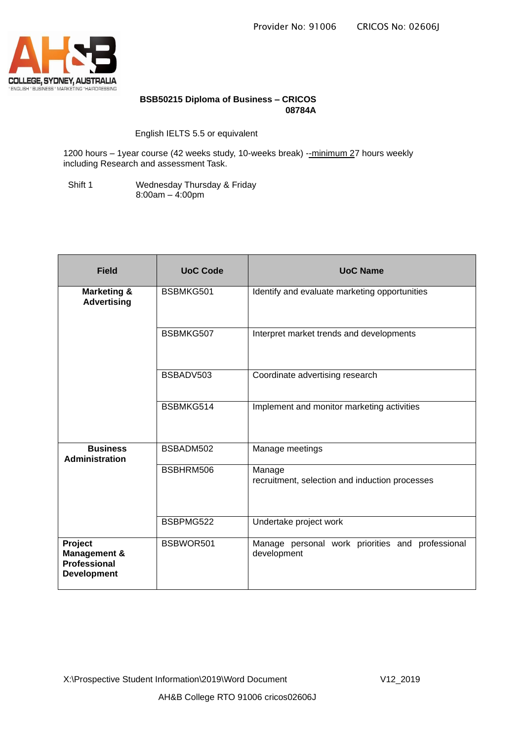Provider No: 91006 CRICOS No: 02606J

**BSB50215 Diploma of Business – CRICOS 08784A**

English IELTS 5.5 or equivalent

1200 hours – 1year course (42 weeks study, 10-weeks break) --minimum 27 hours weekly including Research and assessment Task.

Shift 1 Wednesday Thursday & Friday
8:00am – 4:00pm

| Field | UoC Code | UoC Name |
|---|---|---|
| **Marketing & Advertising** | BSBMKG501 | Identify and evaluate marketing opportunities |
| | BSBMKG507 | Interpret market trends and developments |
| | BSBADV503 | Coordinate advertising research |
| | BSBMKG514 | Implement and monitor marketing activities |
| **Business Administration** | BSBADM502 | Manage meetings |
| | BSBHRM506 | Manage recruitment, selection and induction processes |
| | BSBPMG522 | Undertake project work |
| **Project Management & Professional Development** | BSBWOR501 | Manage personal work priorities and professional development |

X:\Prospective Student Information\2019\Word Document V12_2019

AH&B College RTO 91006 cricos02606J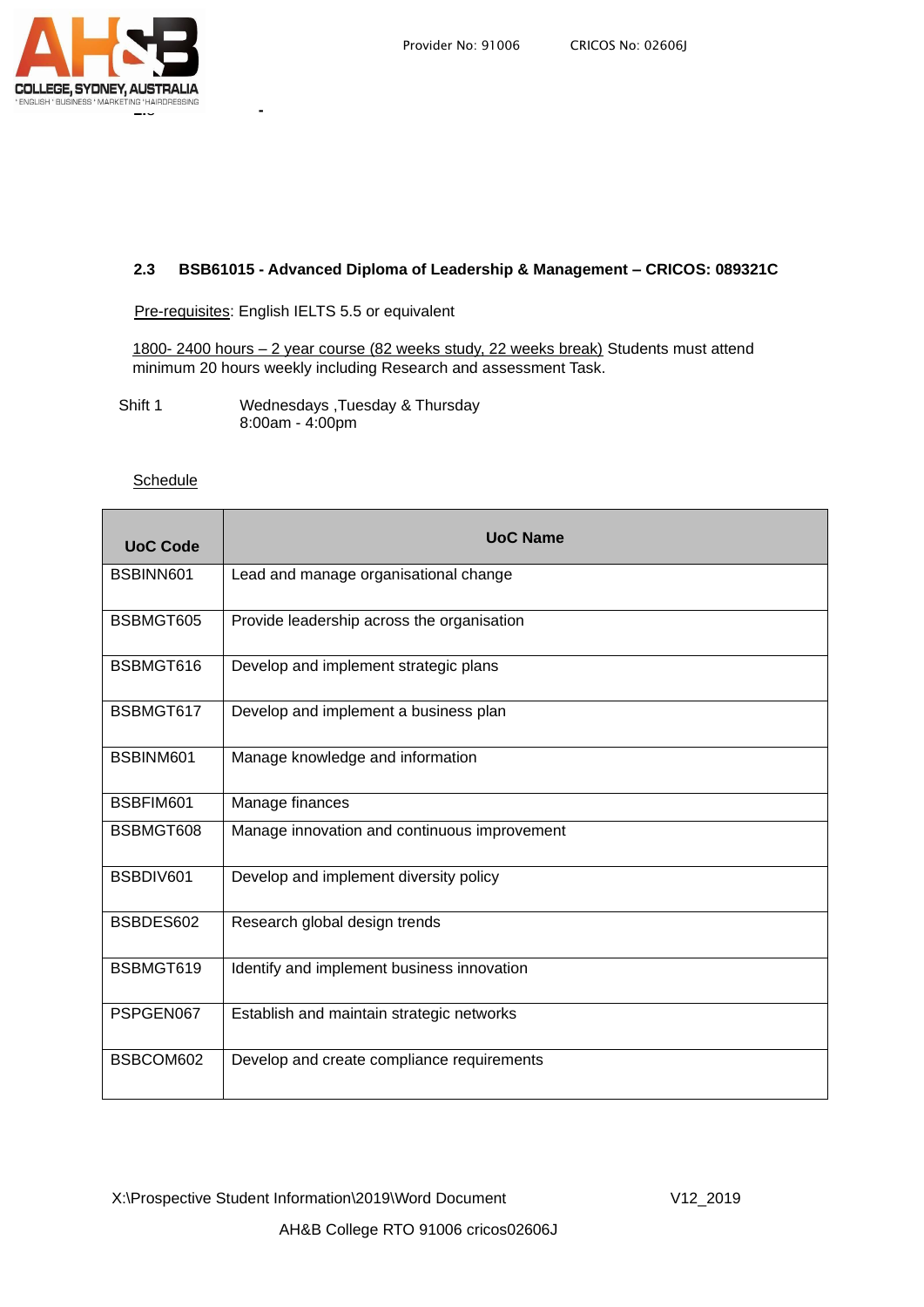## 2.3 BSB61015 - Advanced Diploma of Leadership & Management – CRICOS: 089321C

Pre-requisites: English IELTS 5.5 or equivalent

1800- 2400 hours – 2 year course (82 weeks study, 22 weeks break) Students must attend minimum 20 hours weekly including Research and assessment Task.

Shift 1 Wednesdays ,Tuesday & Thursday
8:00am - 4:00pm

Schedule

| UoC Code | UoC Name |
|---|---|
| BSBINN601 | Lead and manage organisational change |
| BSBMGT605 | Provide leadership across the organisation |
| BSBMGT616 | Develop and implement strategic plans |
| BSBMGT617 | Develop and implement a business plan |
| BSBINM601 | Manage knowledge and information |
| BSBFIM601 | Manage finances |
| BSBMGT608 | Manage innovation and continuous improvement |
| BSBDIV601 | Develop and implement diversity policy |
| BSBDES602 | Research global design trends |
| BSBMGT619 | Identify and implement business innovation |
| PSPGEN067 | Establish and maintain strategic networks |
| BSBCOM602 | Develop and create compliance requirements |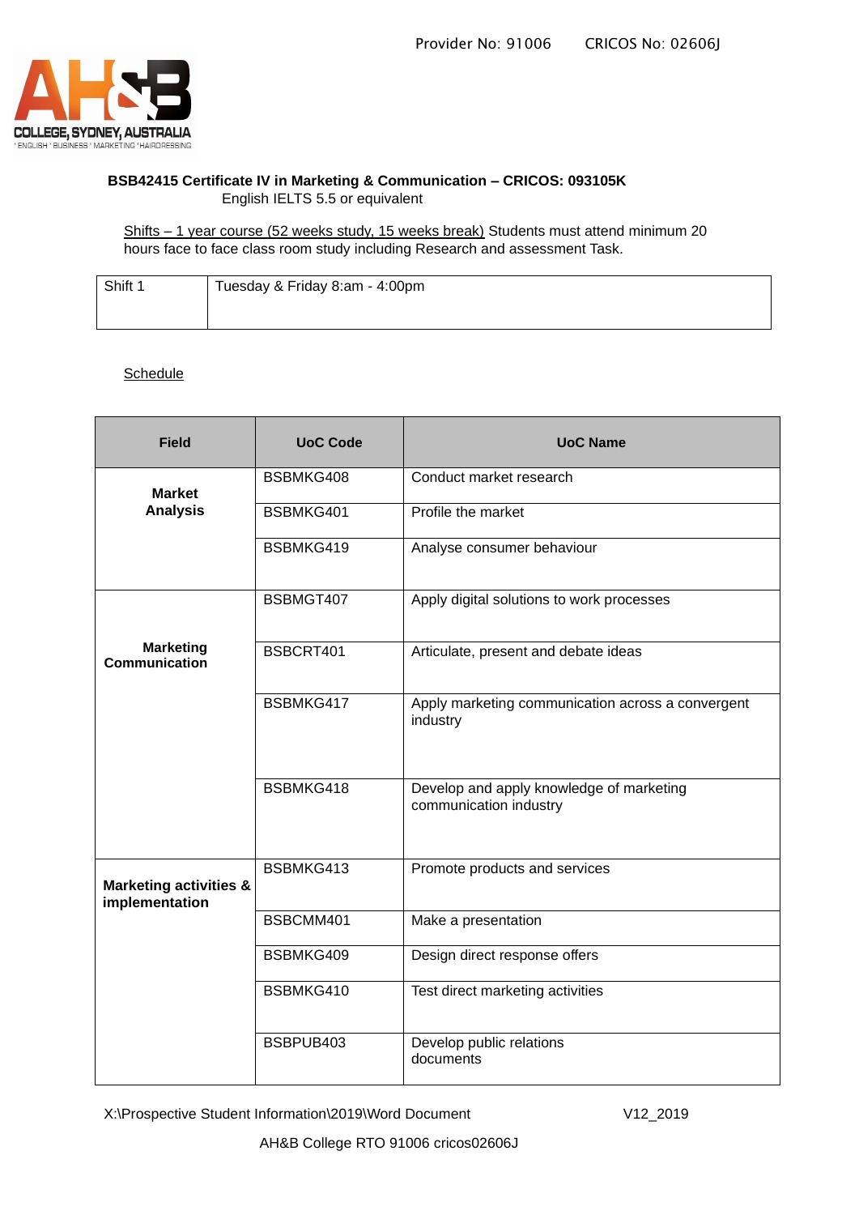Provider No: 91006 CRICOS No: 02606J

**BSB42415 Certificate IV in Marketing & Communication – CRICOS: 093105K**
English IELTS 5.5 or equivalent

Shifts – 1 year course (52 weeks study, 15 weeks break) Students must attend minimum 20 hours face to face class room study including Research and assessment Task.

| Shift 1 | Tuesday & Friday 8:am - 4:00pm |
|---|---|

Schedule

| Field | UoC Code | UoC Name |
|---|---|---|
| **Market Analysis** | BSBMKG408 | Conduct market research |
| | BSBMKG401 | Profile the market |
| | BSBMKG419 | Analyse consumer behaviour |
| **Marketing Communication** | BSBMGT407 | Apply digital solutions to work processes |
| | BSBCRT401 | Articulate, present and debate ideas |
| | BSBMKG417 | Apply marketing communication across a convergent industry |
| | BSBMKG418 | Develop and apply knowledge of marketing communication industry |
| **Marketing activities & implementation** | BSBMKG413 | Promote products and services |
| | BSBCMM401 | Make a presentation |
| | BSBMKG409 | Design direct response offers |
| | BSBMKG410 | Test direct marketing activities |
| | BSBPUB403 | Develop public relations documents |

X:\Prospective Student Information\2019\Word Document V12_2019

AH&B College RTO 91006 cricos02606J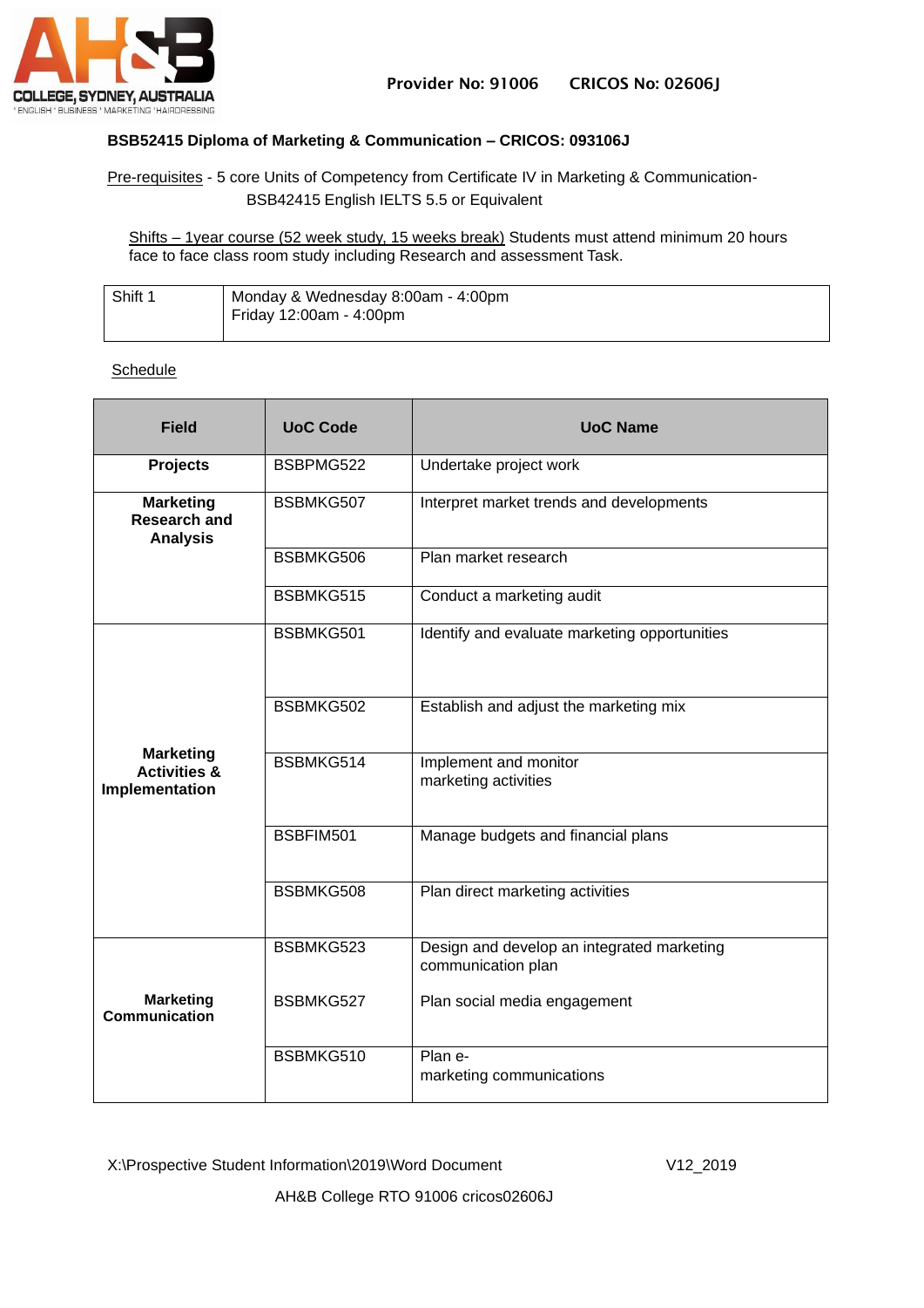Provider No: 91006 CRICOS No: 02606J

**BSB52415 Diploma of Marketing & Communication – CRICOS: 093106J**

Pre-requisites - 5 core Units of Competency from Certificate IV in Marketing & Communication- BSB42415 English IELTS 5.5 or Equivalent

Shifts – 1year course (52 week study, 15 weeks break) Students must attend minimum 20 hours face to face class room study including Research and assessment Task.

| Shift 1 | Monday & Wednesday 8:00am - 4:00pm<br>Friday 12:00am - 4:00pm |
|---|---|

Schedule

| Field | UoC Code | UoC Name |
|---|---|---|
| **Projects** | BSBPMG522 | Undertake project work |
| **Marketing Research and Analysis** | BSBMKG507 | Interpret market trends and developments |
| | BSBMKG506 | Plan market research |
| | BSBMKG515 | Conduct a marketing audit |
| **Marketing Activities & Implementation** | BSBMKG501 | Identify and evaluate marketing opportunities |
| | BSBMKG502 | Establish and adjust the marketing mix |
| | BSBMKG514 | Implement and monitor marketing activities |
| | BSBFIM501 | Manage budgets and financial plans |
| | BSBMKG508 | Plan direct marketing activities |
| **Marketing Communication** | BSBMKG523 | Design and develop an integrated marketing communication plan |
| | BSBMKG527 | Plan social media engagement |
| | BSBMKG510 | Plan e-marketing communications |

X:\Prospective Student Information\2019\Word Document V12_2019

AH&B College RTO 91006 cricos02606J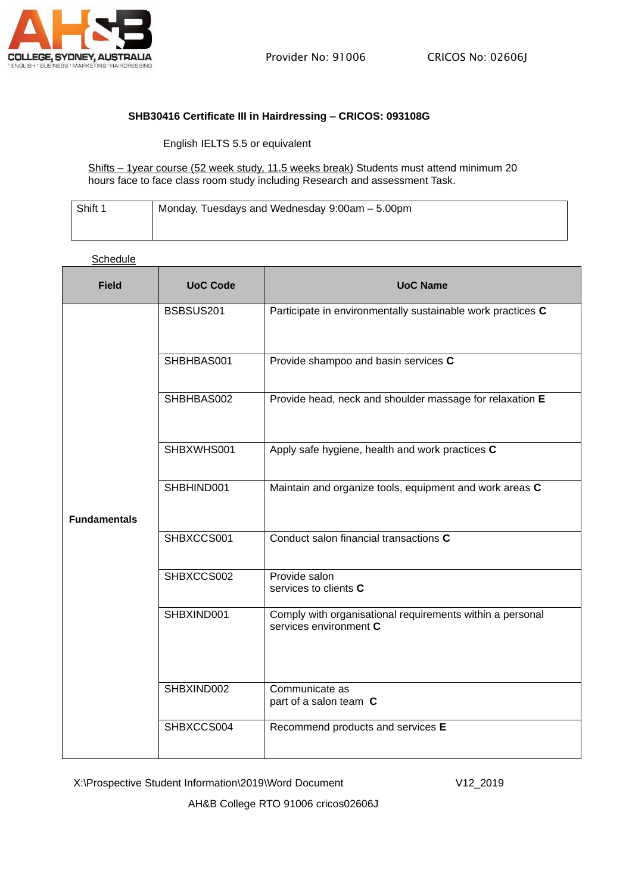AH&B COLLEGE, SYDNEY, AUSTRALIA
ENGLISH ' BUSINESS ' MARKETING ' HAIRDRESSING

Provider No: 91006 CRICOS No: 02606J

**SHB30416 Certificate III in Hairdressing – CRICOS: 093108G**

English IELTS 5.5 or equivalent

Shifts – 1year course (52 week study, 11.5 weeks break) Students must attend minimum 20 hours face to face class room study including Research and assessment Task.

| Shift 1 | Monday, Tuesdays and Wednesday 9:00am – 5.00pm |
|---|---|

Schedule

| Field | UoC Code | UoC Name |
|---|---|---|
| Fundamentals | BSBSUS201 | Participate in environmentally sustainable work practices **C** |
| | SHBHBAS001 | Provide shampoo and basin services **C** |
| | SHBHBAS002 | Provide head, neck and shoulder massage for relaxation **E** |
| | SHBXWHS001 | Apply safe hygiene, health and work practices **C** |
| | SHBHIND001 | Maintain and organize tools, equipment and work areas **C** |
| | SHBXCCS001 | Conduct salon financial transactions **C** |
| | SHBXCCS002 | Provide salon services to clients **C** |
| | SHBXIND001 | Comply with organisational requirements within a personal services environment **C** |
| | SHBXIND002 | Communicate as part of a salon team **C** |
| | SHBXCCS004 | Recommend products and services **E** |

X:\Prospective Student Information\2019\Word Document V12_2019

AH&B College RTO 91006 cricos02606J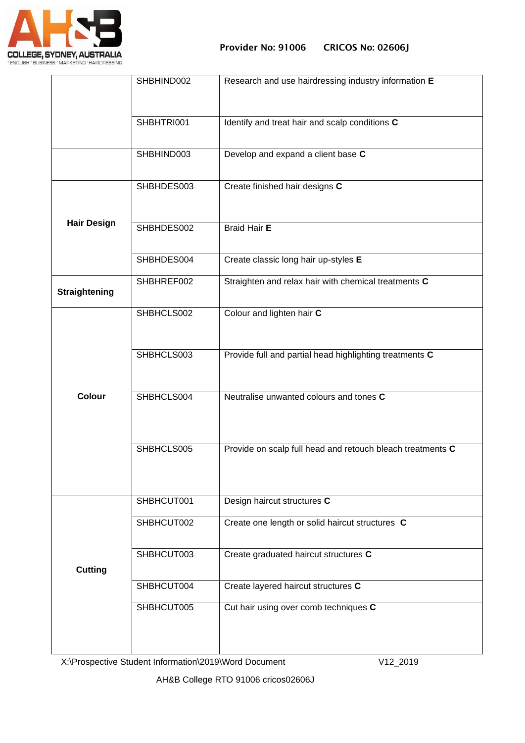| | | |
|---|---|---|
| | SHBHIND002 | Research and use hairdressing industry information **E** |
| | SHBHTRI001 | Identify and treat hair and scalp conditions **C** |
| | SHBHIND003 | Develop and expand a client base **C** |
| **Hair Design** | SHBHDES003 | Create finished hair designs **C** |
| | SHBHDES002 | Braid Hair **E** |
| | SHBHDES004 | Create classic long hair up-styles **E** |
| **Straightening** | SHBHREF002 | Straighten and relax hair with chemical treatments **C** |
| **Colour** | SHBHCLS002 | Colour and lighten hair **C** |
| | SHBHCLS003 | Provide full and partial head highlighting treatments **C** |
| | SHBHCLS004 | Neutralise unwanted colours and tones **C** |
| | SHBHCLS005 | Provide on scalp full head and retouch bleach treatments **C** |
| **Cutting** | SHBHCUT001 | Design haircut structures **C** |
| | SHBHCUT002 | Create one length or solid haircut structures **C** |
| | SHBHCUT003 | Create graduated haircut structures **C** |
| | SHBHCUT004 | Create layered haircut structures **C** |
| | SHBHCUT005 | Cut hair using over comb techniques **C** |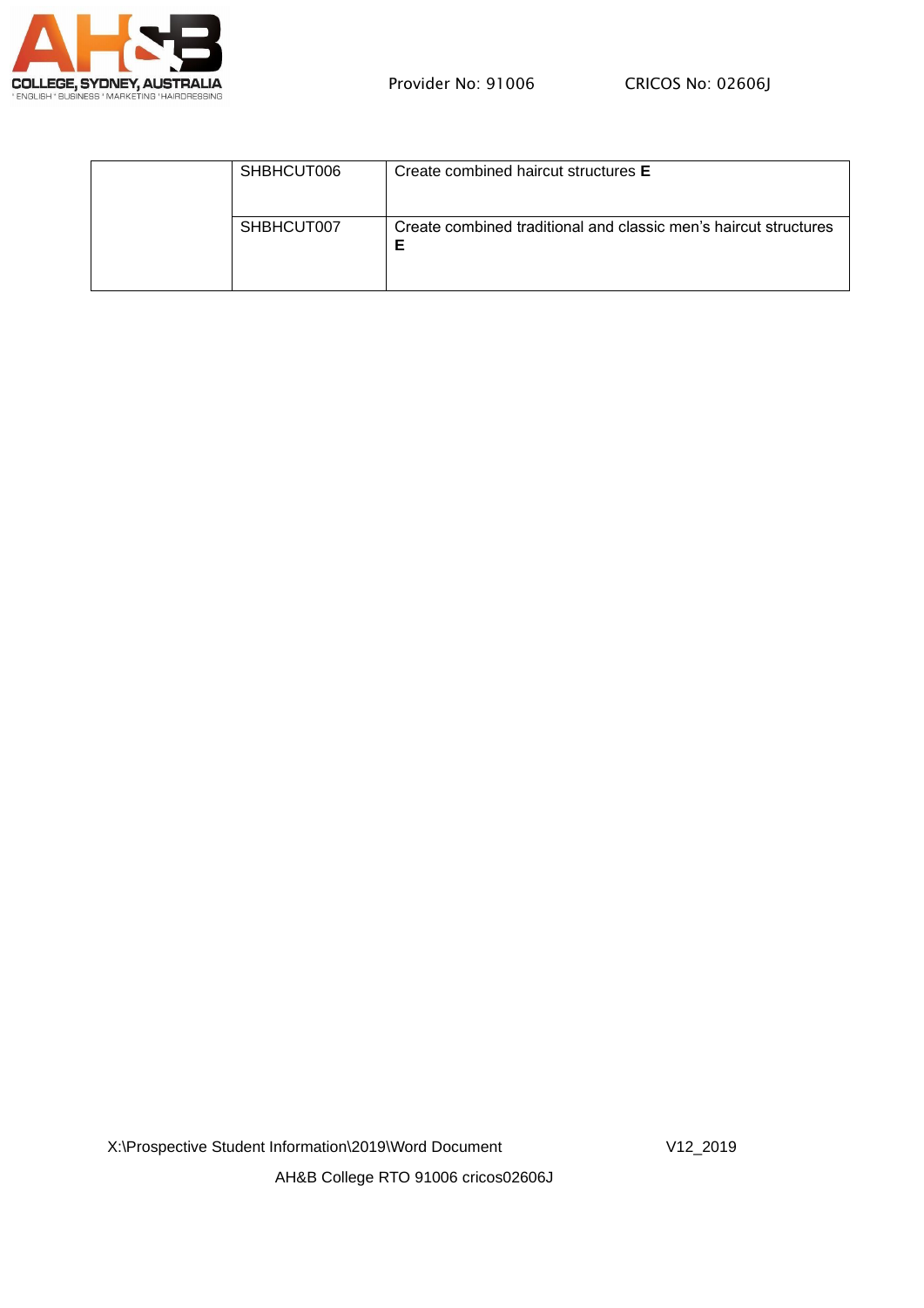|  |  |  |
|---|---|---|
|  | SHBHCUT006 | Create combined haircut structures **E** |
|  | SHBHCUT007 | Create combined traditional and classic men's haircut structures **E** |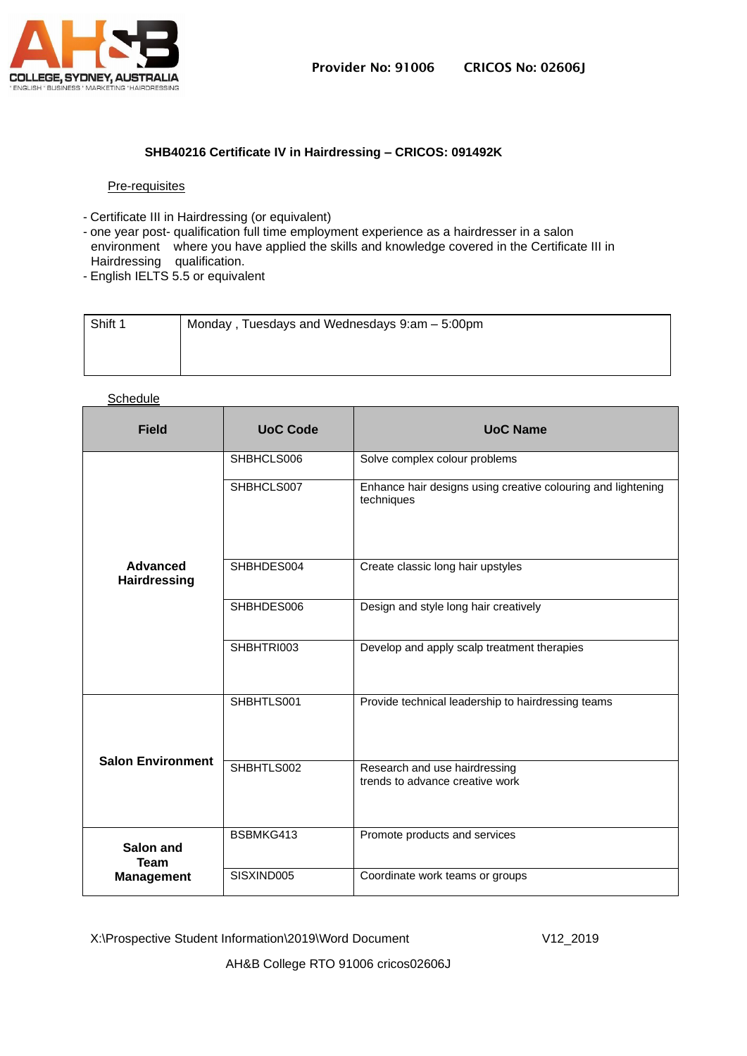Provider No: 91006 CRICOS No: 02606J

## SHB40216 Certificate IV in Hairdressing – CRICOS: 091492K

Pre-requisites

- Certificate III in Hairdressing (or equivalent)
- one year post- qualification full time employment experience as a hairdresser in a salon environment where you have applied the skills and knowledge covered in the Certificate III in Hairdressing qualification.
- English IELTS 5.5 or equivalent

| Shift 1 | Monday , Tuesdays and Wednesdays 9:am – 5:00pm |
|---|---|

Schedule

| Field | UoC Code | UoC Name |
|---|---|---|
| Advanced Hairdressing | SHBHCLS006 | Solve complex colour problems |
| | SHBHCLS007 | Enhance hair designs using creative colouring and lightening techniques |
| | SHBHDES004 | Create classic long hair upstyles |
| | SHBHDES006 | Design and style long hair creatively |
| | SHBHTRI003 | Develop and apply scalp treatment therapies |
| Salon Environment | SHBHTLS001 | Provide technical leadership to hairdressing teams |
| | SHBHTLS002 | Research and use hairdressing trends to advance creative work |
| Salon and Team Management | BSBMKG413 | Promote products and services |
| | SISXIND005 | Coordinate work teams or groups |

X:\Prospective Student Information\2019\Word Document V12_2019

AH&B College RTO 91006 cricos02606J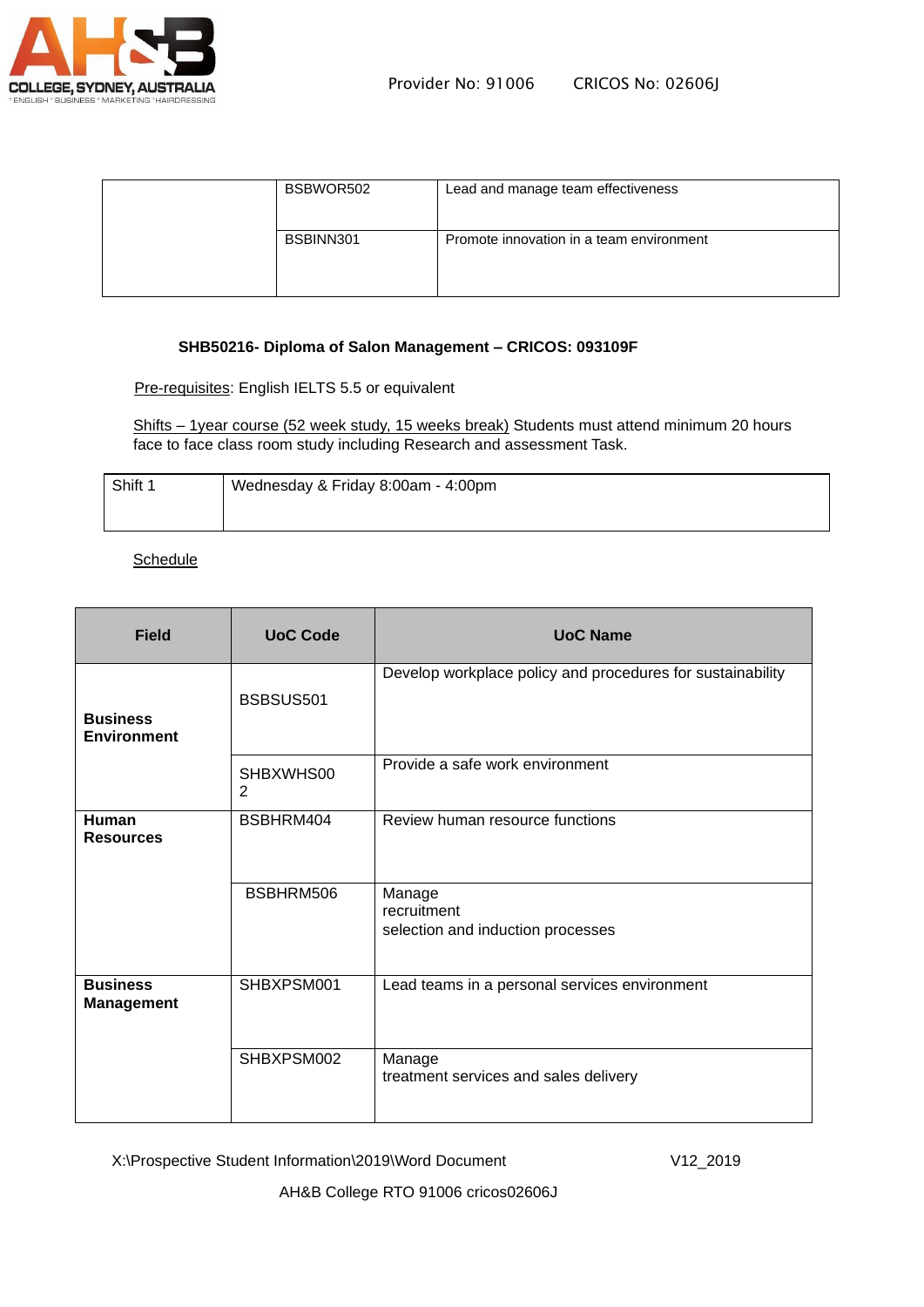| | | |
|---|---|---|
| | BSBWOR502 | Lead and manage team effectiveness |
| | BSBINN301 | Promote innovation in a team environment |

**SHB50216- Diploma of Salon Management – CRICOS: 093109F**

Pre-requisites: English IELTS 5.5 or equivalent

Shifts – 1year course (52 week study, 15 weeks break) Students must attend minimum 20 hours face to face class room study including Research and assessment Task.

| | |
|---|---|
| Shift 1 | Wednesday & Friday 8:00am - 4:00pm |

Schedule

| Field | UoC Code | UoC Name |
|---|---|---|
| **Business Environment** | BSBSUS501 | Develop workplace policy and procedures for sustainability |
| | SHBXWHS002 | Provide a safe work environment |
| **Human Resources** | BSBHRM404 | Review human resource functions |
| | BSBHRM506 | Manage recruitment selection and induction processes |
| **Business Management** | SHBXPSM001 | Lead teams in a personal services environment |
| | SHBXPSM002 | Manage treatment services and sales delivery |

X:\Prospective Student Information\2019\Word Document V12_2019

AH&B College RTO 91006 cricos02606J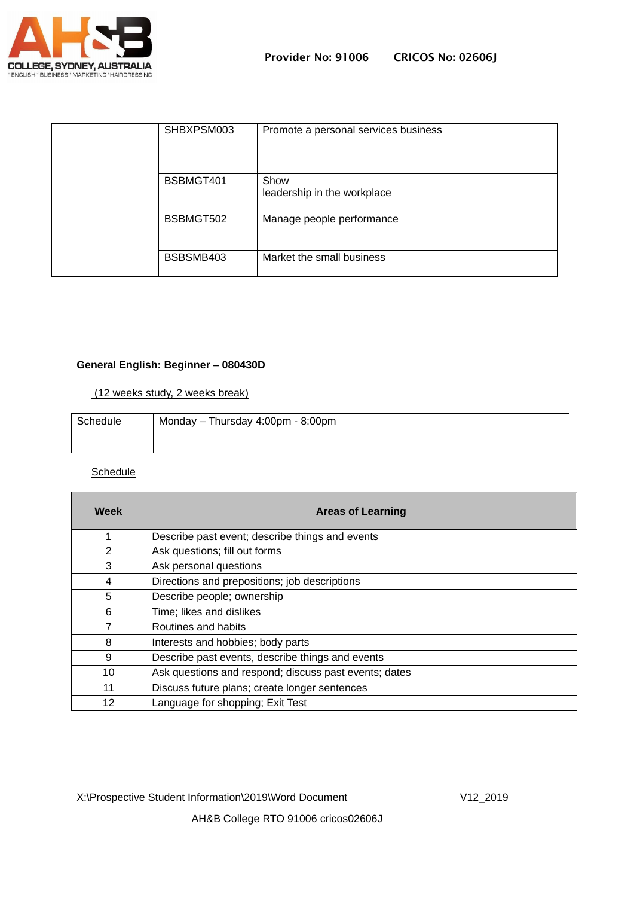| | | |
|---|---|---|
| | SHBXPSM003 | Promote a personal services business |
| | BSBMGT401 | Show leadership in the workplace |
| | BSBMGT502 | Manage people performance |
| | BSBSMB403 | Market the small business |

**General English: Beginner – 080430D**

(12 weeks study, 2 weeks break)

| Schedule | Monday – Thursday 4:00pm - 8:00pm |
|---|---|

Schedule

| Week | Areas of Learning |
|---|---|
| 1 | Describe past event; describe things and events |
| 2 | Ask questions; fill out forms |
| 3 | Ask personal questions |
| 4 | Directions and prepositions; job descriptions |
| 5 | Describe people; ownership |
| 6 | Time; likes and dislikes |
| 7 | Routines and habits |
| 8 | Interests and hobbies; body parts |
| 9 | Describe past events, describe things and events |
| 10 | Ask questions and respond; discuss past events; dates |
| 11 | Discuss future plans; create longer sentences |
| 12 | Language for shopping; Exit Test |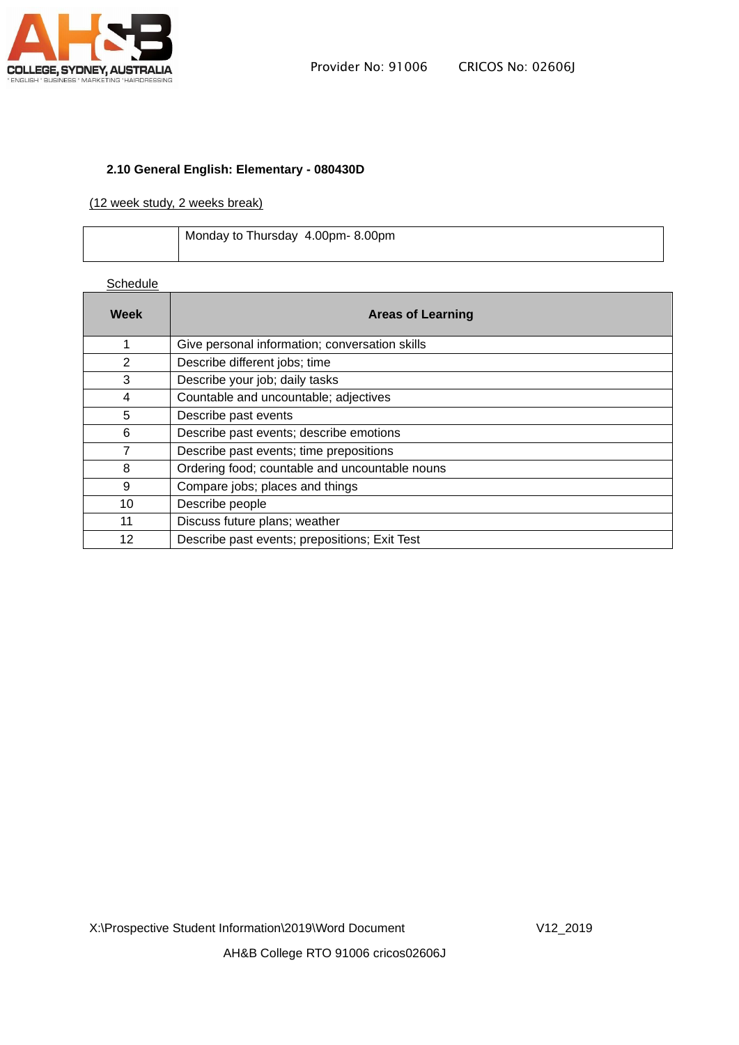### 2.10 General English: Elementary - 080430D

(12 week study, 2 weeks break)

| | Monday to Thursday 4.00pm- 8.00pm |
|---|---|

Schedule

| Week | Areas of Learning |
|---|---|
| 1 | Give personal information; conversation skills |
| 2 | Describe different jobs; time |
| 3 | Describe your job; daily tasks |
| 4 | Countable and uncountable; adjectives |
| 5 | Describe past events |
| 6 | Describe past events; describe emotions |
| 7 | Describe past events; time prepositions |
| 8 | Ordering food; countable and uncountable nouns |
| 9 | Compare jobs; places and things |
| 10 | Describe people |
| 11 | Discuss future plans; weather |
| 12 | Describe past events; prepositions; Exit Test |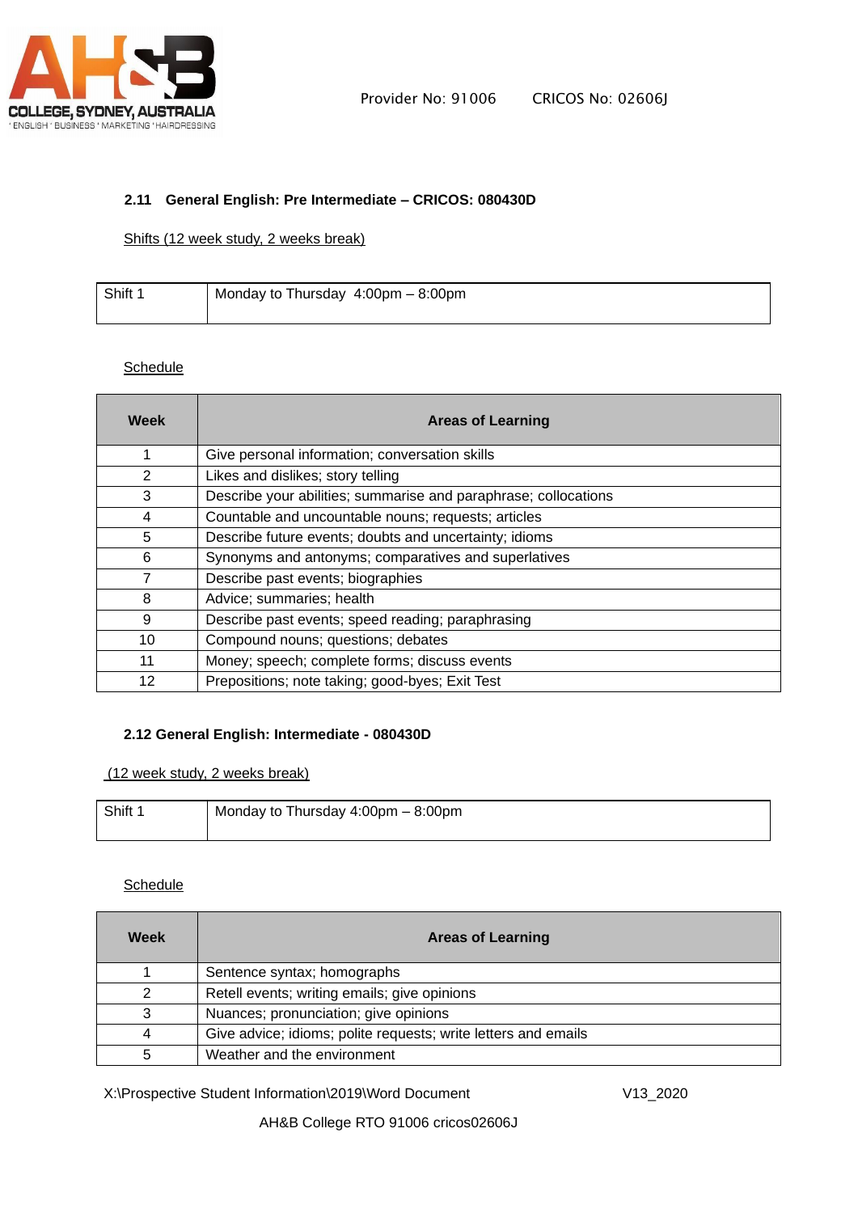### 2.11 General English: Pre Intermediate – CRICOS: 080430D

Shifts (12 week study, 2 weeks break)

| Shift 1 | Monday to Thursday 4:00pm – 8:00pm |
|---|---|

Schedule

| Week | Areas of Learning |
|---|---|
| 1 | Give personal information; conversation skills |
| 2 | Likes and dislikes; story telling |
| 3 | Describe your abilities; summarise and paraphrase; collocations |
| 4 | Countable and uncountable nouns; requests; articles |
| 5 | Describe future events; doubts and uncertainty; idioms |
| 6 | Synonyms and antonyms; comparatives and superlatives |
| 7 | Describe past events; biographies |
| 8 | Advice; summaries; health |
| 9 | Describe past events; speed reading; paraphrasing |
| 10 | Compound nouns; questions; debates |
| 11 | Money; speech; complete forms; discuss events |
| 12 | Prepositions; note taking; good-byes; Exit Test |

### 2.12 General English: Intermediate - 080430D

(12 week study, 2 weeks break)

| Shift 1 | Monday to Thursday 4:00pm – 8:00pm |
|---|---|

Schedule

| Week | Areas of Learning |
|---|---|
| 1 | Sentence syntax; homographs |
| 2 | Retell events; writing emails; give opinions |
| 3 | Nuances; pronunciation; give opinions |
| 4 | Give advice; idioms; polite requests; write letters and emails |
| 5 | Weather and the environment |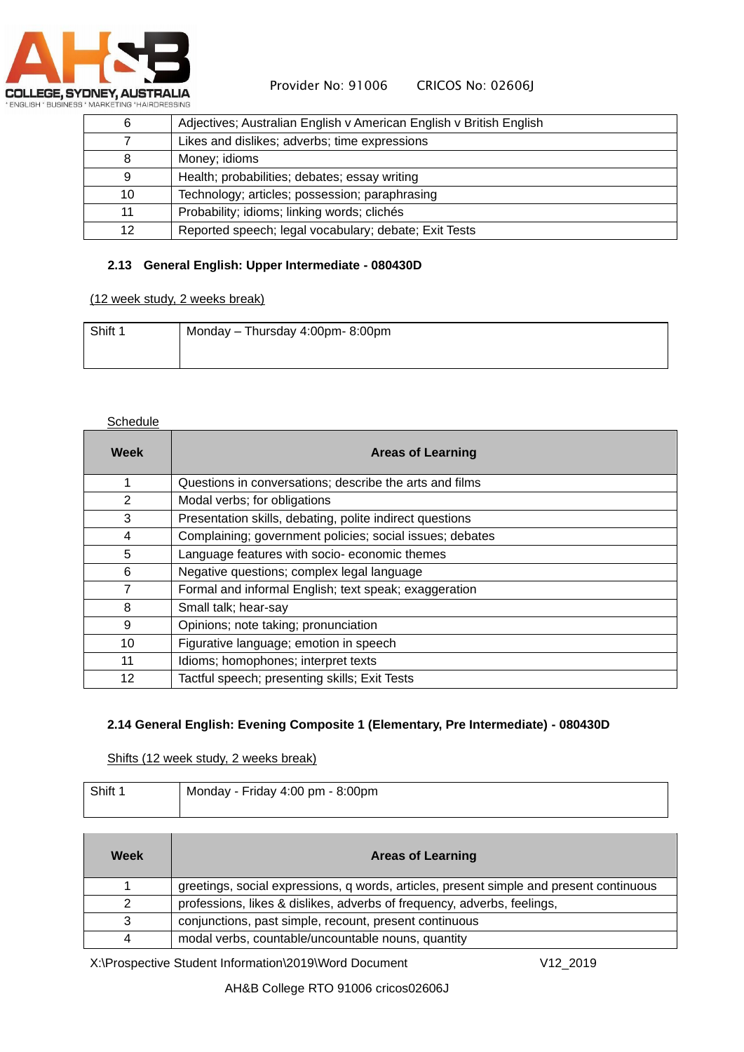| | |
|---|---|
| 6 | Adjectives; Australian English v American English v British English |
| 7 | Likes and dislikes; adverbs; time expressions |
| 8 | Money; idioms |
| 9 | Health; probabilities; debates; essay writing |
| 10 | Technology; articles; possession; paraphrasing |
| 11 | Probability; idioms; linking words; clichés |
| 12 | Reported speech; legal vocabulary; debate; Exit Tests |

### 2.13 General English: Upper Intermediate - 080430D

(12 week study, 2 weeks break)

| | |
|---|---|
| Shift 1 | Monday – Thursday 4:00pm- 8:00pm |

Schedule

| Week | Areas of Learning |
|---|---|
| 1 | Questions in conversations; describe the arts and films |
| 2 | Modal verbs; for obligations |
| 3 | Presentation skills, debating, polite indirect questions |
| 4 | Complaining; government policies; social issues; debates |
| 5 | Language features with socio- economic themes |
| 6 | Negative questions; complex legal language |
| 7 | Formal and informal English; text speak; exaggeration |
| 8 | Small talk; hear-say |
| 9 | Opinions; note taking; pronunciation |
| 10 | Figurative language; emotion in speech |
| 11 | Idioms; homophones; interpret texts |
| 12 | Tactful speech; presenting skills; Exit Tests |

### 2.14 General English: Evening Composite 1 (Elementary, Pre Intermediate) - 080430D

Shifts (12 week study, 2 weeks break)

| | |
|---|---|
| Shift 1 | Monday - Friday 4:00 pm - 8:00pm |

| Week | Areas of Learning |
|---|---|
| 1 | greetings, social expressions, q words, articles, present simple and present continuous |
| 2 | professions, likes & dislikes, adverbs of frequency, adverbs, feelings, |
| 3 | conjunctions, past simple, recount, present continuous |
| 4 | modal verbs, countable/uncountable nouns, quantity |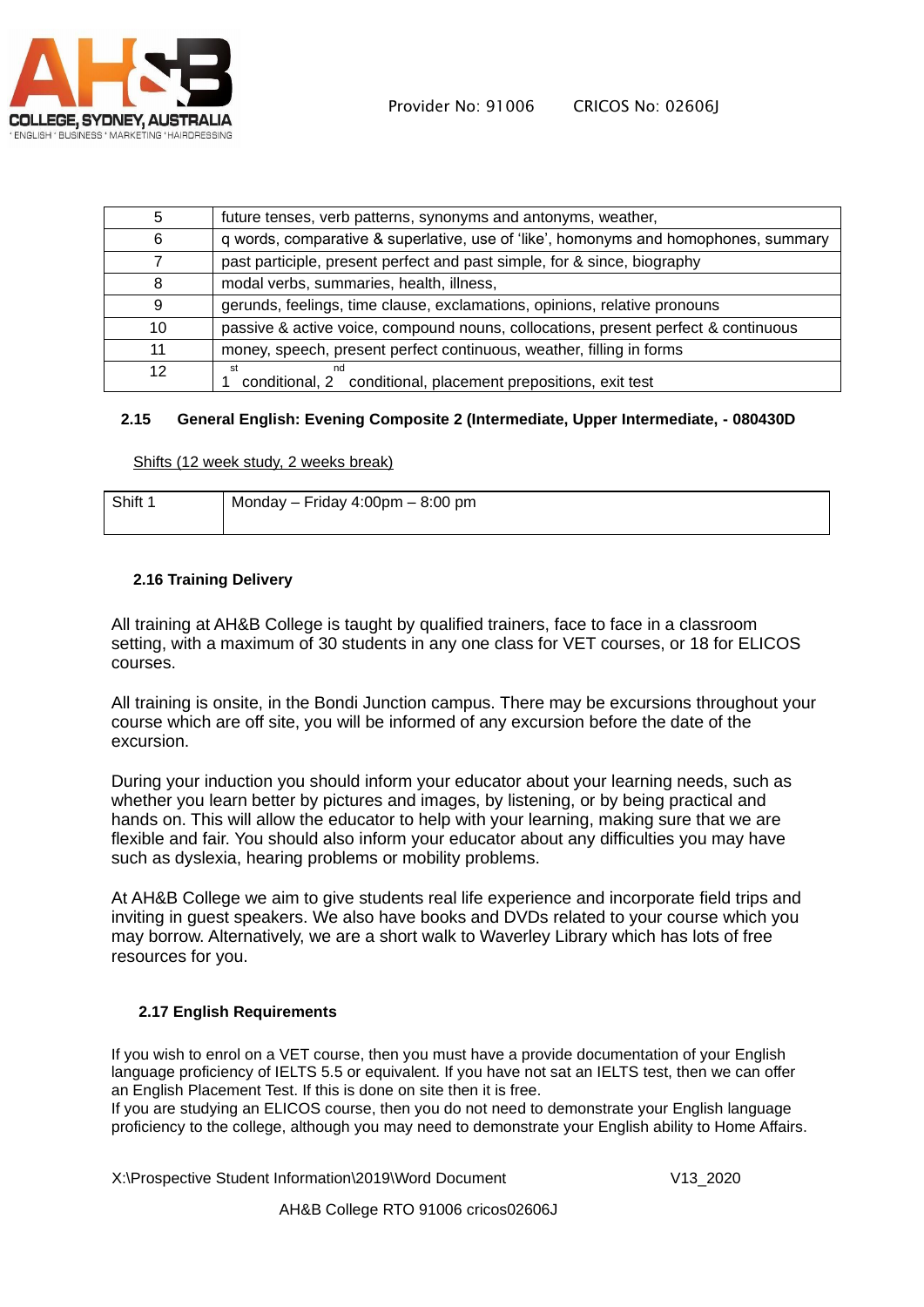| 5 | future tenses, verb patterns, synonyms and antonyms, weather, |
|---|---|
| 6 | q words, comparative & superlative, use of 'like', homonyms and homophones, summary |
| 7 | past participle, present perfect and past simple, for & since, biography |
| 8 | modal verbs, summaries, health, illness, |
| 9 | gerunds, feelings, time clause, exclamations, opinions, relative pronouns |
| 10 | passive & active voice, compound nouns, collocations, present perfect & continuous |
| 11 | money, speech, present perfect continuous, weather, filling in forms |
| 12 | 1st conditional, 2nd conditional, placement prepositions, exit test |

### 2.15 General English: Evening Composite 2 (Intermediate, Upper Intermediate, - 080430D

Shifts (12 week study, 2 weeks break)

| Shift 1 | Monday – Friday 4:00pm – 8:00 pm |
|---|---|

### 2.16 Training Delivery

All training at AH&B College is taught by qualified trainers, face to face in a classroom setting, with a maximum of 30 students in any one class for VET courses, or 18 for ELICOS courses.

All training is onsite, in the Bondi Junction campus. There may be excursions throughout your course which are off site, you will be informed of any excursion before the date of the excursion.

During your induction you should inform your educator about your learning needs, such as whether you learn better by pictures and images, by listening, or by being practical and hands on. This will allow the educator to help with your learning, making sure that we are flexible and fair. You should also inform your educator about any difficulties you may have such as dyslexia, hearing problems or mobility problems.

At AH&B College we aim to give students real life experience and incorporate field trips and inviting in guest speakers. We also have books and DVDs related to your course which you may borrow. Alternatively, we are a short walk to Waverley Library which has lots of free resources for you.

### 2.17 English Requirements

If you wish to enrol on a VET course, then you must have a provide documentation of your English language proficiency of IELTS 5.5 or equivalent. If you have not sat an IELTS test, then we can offer an English Placement Test. If this is done on site then it is free.
If you are studying an ELICOS course, then you do not need to demonstrate your English language proficiency to the college, although you may need to demonstrate your English ability to Home Affairs.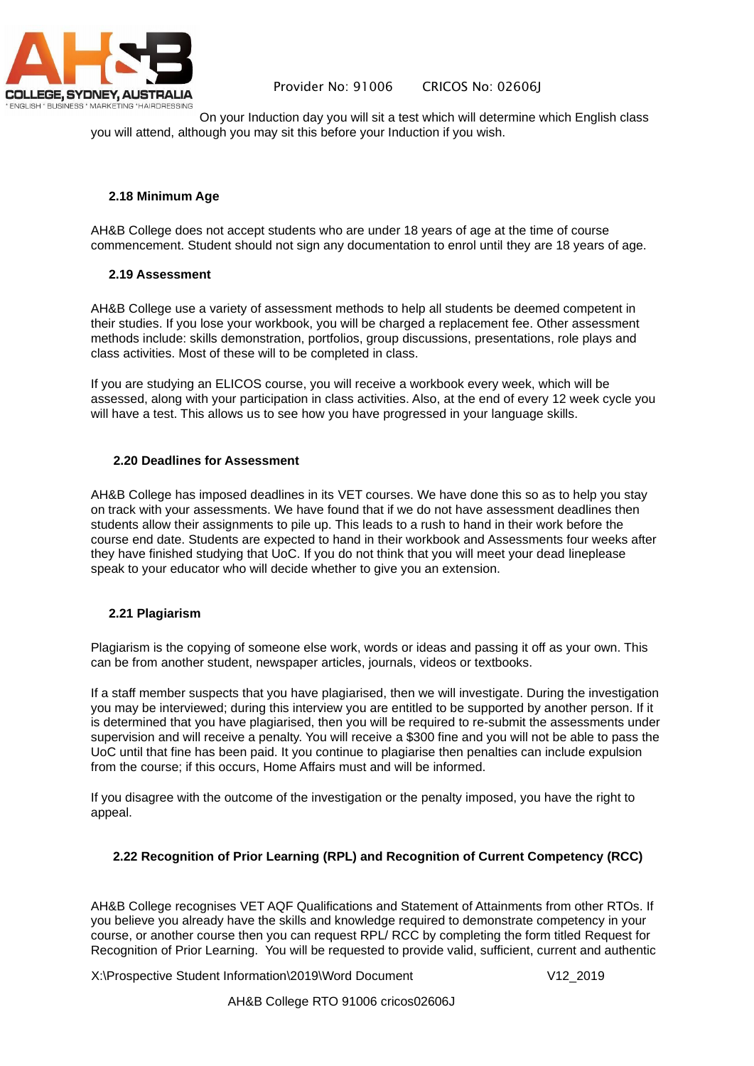On your Induction day you will sit a test which will determine which English class you will attend, although you may sit this before your Induction if you wish.

### 2.18 Minimum Age

AH&B College does not accept students who are under 18 years of age at the time of course commencement. Student should not sign any documentation to enrol until they are 18 years of age.

### 2.19 Assessment

AH&B College use a variety of assessment methods to help all students be deemed competent in their studies. If you lose your workbook, you will be charged a replacement fee. Other assessment methods include: skills demonstration, portfolios, group discussions, presentations, role plays and class activities. Most of these will to be completed in class.

If you are studying an ELICOS course, you will receive a workbook every week, which will be assessed, along with your participation in class activities. Also, at the end of every 12 week cycle you will have a test. This allows us to see how you have progressed in your language skills.

### 2.20 Deadlines for Assessment

AH&B College has imposed deadlines in its VET courses. We have done this so as to help you stay on track with your assessments. We have found that if we do not have assessment deadlines then students allow their assignments to pile up. This leads to a rush to hand in their work before the course end date. Students are expected to hand in their workbook and Assessments four weeks after they have finished studying that UoC. If you do not think that you will meet your dead lineplease speak to your educator who will decide whether to give you an extension.

### 2.21 Plagiarism

Plagiarism is the copying of someone else work, words or ideas and passing it off as your own. This can be from another student, newspaper articles, journals, videos or textbooks.

If a staff member suspects that you have plagiarised, then we will investigate. During the investigation you may be interviewed; during this interview you are entitled to be supported by another person. If it is determined that you have plagiarised, then you will be required to re-submit the assessments under supervision and will receive a penalty. You will receive a $300 fine and you will not be able to pass the UoC until that fine has been paid. It you continue to plagiarise then penalties can include expulsion from the course; if this occurs, Home Affairs must and will be informed.

If you disagree with the outcome of the investigation or the penalty imposed, you have the right to appeal.

### 2.22 Recognition of Prior Learning (RPL) and Recognition of Current Competency (RCC)

AH&B College recognises VET AQF Qualifications and Statement of Attainments from other RTOs. If you believe you already have the skills and knowledge required to demonstrate competency in your course, or another course then you can request RPL/ RCC by completing the form titled Request for Recognition of Prior Learning. You will be requested to provide valid, sufficient, current and authentic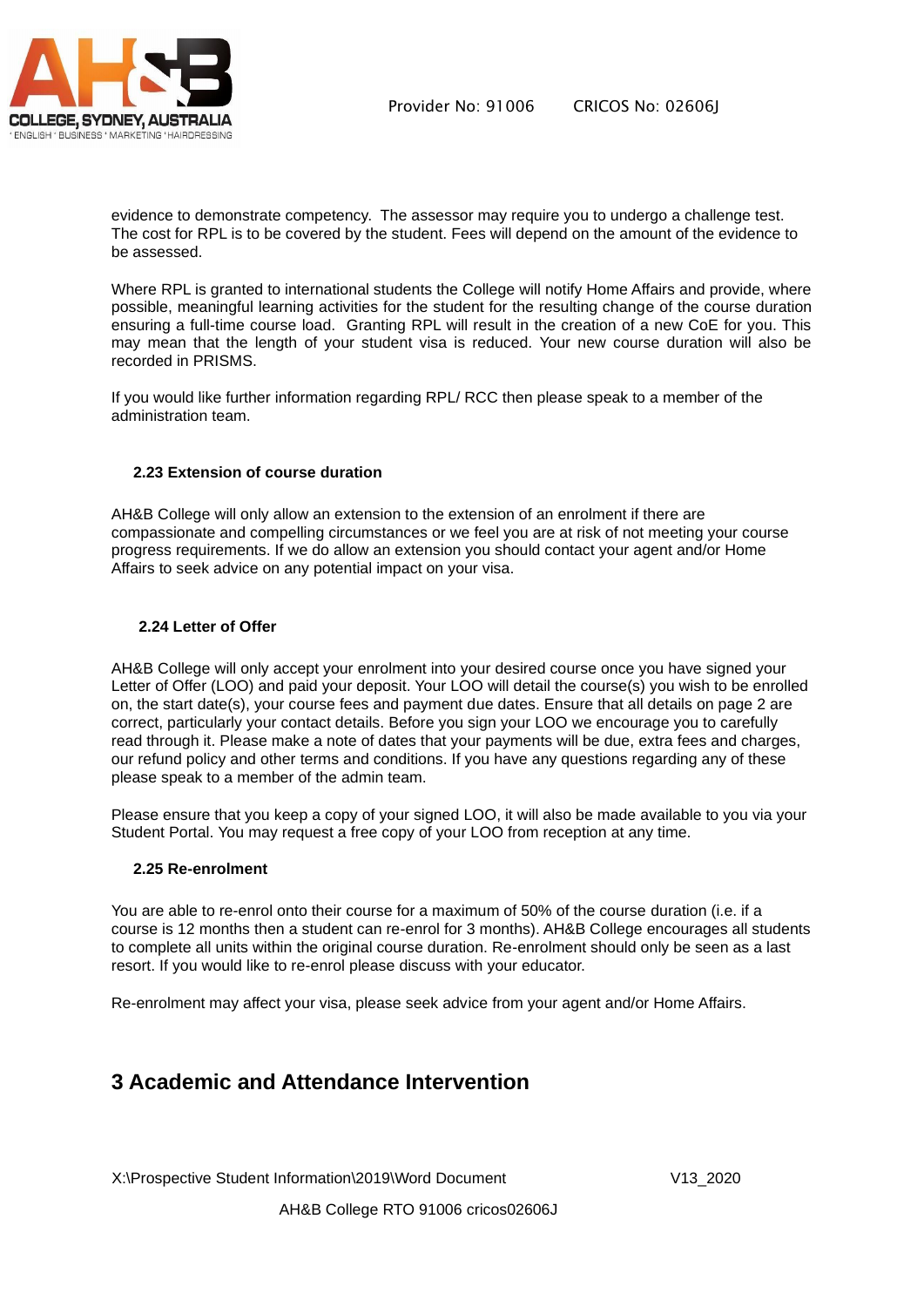evidence to demonstrate competency. The assessor may require you to undergo a challenge test. The cost for RPL is to be covered by the student. Fees will depend on the amount of the evidence to be assessed.

Where RPL is granted to international students the College will notify Home Affairs and provide, where possible, meaningful learning activities for the student for the resulting change of the course duration ensuring a full-time course load. Granting RPL will result in the creation of a new CoE for you. This may mean that the length of your student visa is reduced. Your new course duration will also be recorded in PRISMS.

If you would like further information regarding RPL/ RCC then please speak to a member of the administration team.

### 2.23 Extension of course duration

AH&B College will only allow an extension to the extension of an enrolment if there are compassionate and compelling circumstances or we feel you are at risk of not meeting your course progress requirements. If we do allow an extension you should contact your agent and/or Home Affairs to seek advice on any potential impact on your visa.

### 2.24 Letter of Offer

AH&B College will only accept your enrolment into your desired course once you have signed your Letter of Offer (LOO) and paid your deposit. Your LOO will detail the course(s) you wish to be enrolled on, the start date(s), your course fees and payment due dates. Ensure that all details on page 2 are correct, particularly your contact details. Before you sign your LOO we encourage you to carefully read through it. Please make a note of dates that your payments will be due, extra fees and charges, our refund policy and other terms and conditions. If you have any questions regarding any of these please speak to a member of the admin team.

Please ensure that you keep a copy of your signed LOO, it will also be made available to you via your Student Portal. You may request a free copy of your LOO from reception at any time.

### 2.25 Re-enrolment

You are able to re-enrol onto their course for a maximum of 50% of the course duration (i.e. if a course is 12 months then a student can re-enrol for 3 months). AH&B College encourages all students to complete all units within the original course duration. Re-enrolment should only be seen as a last resort. If you would like to re-enrol please discuss with your educator.

Re-enrolment may affect your visa, please seek advice from your agent and/or Home Affairs.

## 3 Academic and Attendance Intervention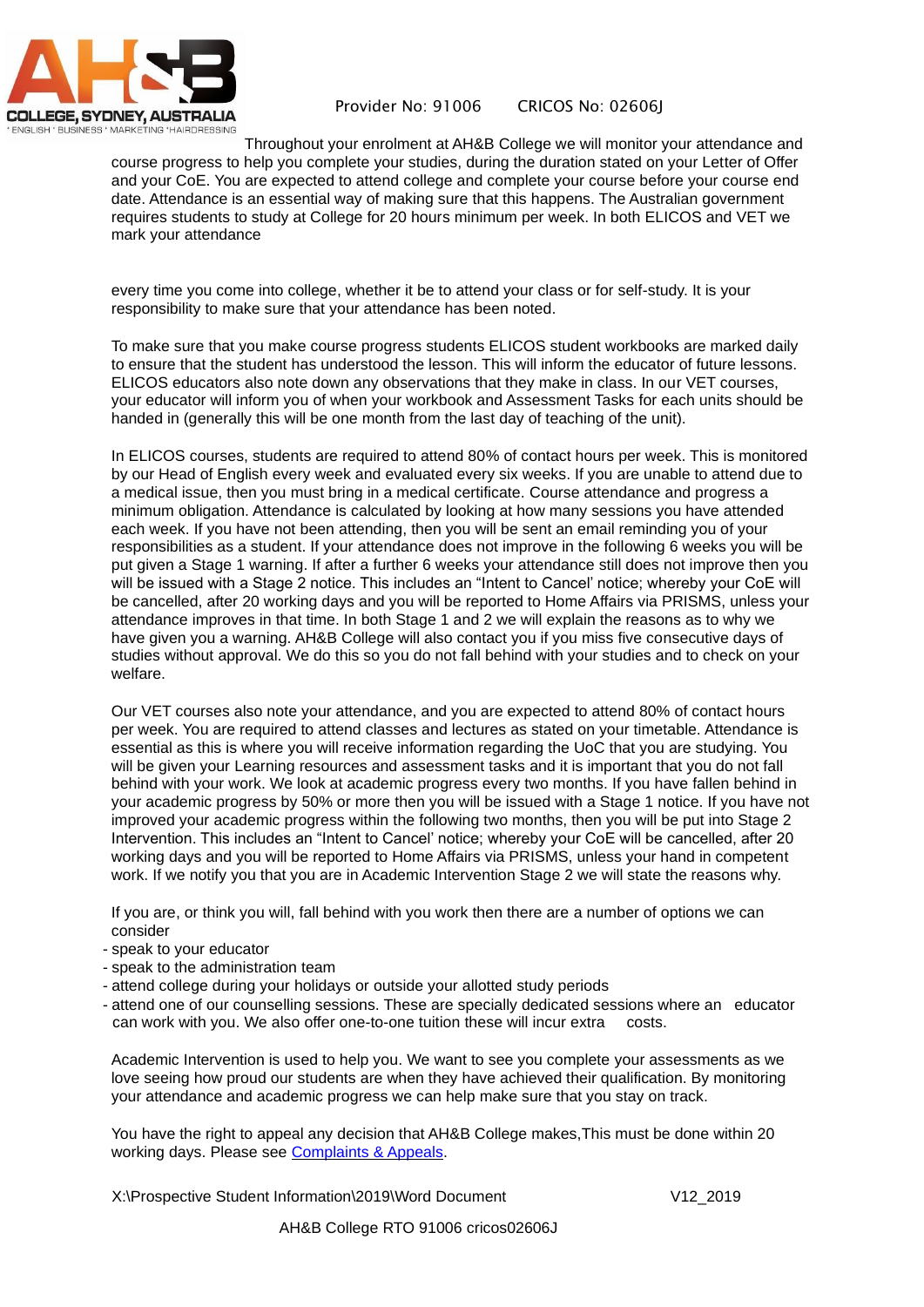Throughout your enrolment at AH&B College we will monitor your attendance and course progress to help you complete your studies, during the duration stated on your Letter of Offer and your CoE. You are expected to attend college and complete your course before your course end date. Attendance is an essential way of making sure that this happens. The Australian government requires students to study at College for 20 hours minimum per week. In both ELICOS and VET we mark your attendance

every time you come into college, whether it be to attend your class or for self-study. It is your responsibility to make sure that your attendance has been noted.

To make sure that you make course progress students ELICOS student workbooks are marked daily to ensure that the student has understood the lesson. This will inform the educator of future lessons. ELICOS educators also note down any observations that they make in class. In our VET courses, your educator will inform you of when your workbook and Assessment Tasks for each units should be handed in (generally this will be one month from the last day of teaching of the unit).

In ELICOS courses, students are required to attend 80% of contact hours per week. This is monitored by our Head of English every week and evaluated every six weeks. If you are unable to attend due to a medical issue, then you must bring in a medical certificate. Course attendance and progress a minimum obligation. Attendance is calculated by looking at how many sessions you have attended each week. If you have not been attending, then you will be sent an email reminding you of your responsibilities as a student. If your attendance does not improve in the following 6 weeks you will be put given a Stage 1 warning. If after a further 6 weeks your attendance still does not improve then you will be issued with a Stage 2 notice. This includes an "Intent to Cancel' notice; whereby your CoE will be cancelled, after 20 working days and you will be reported to Home Affairs via PRISMS, unless your attendance improves in that time. In both Stage 1 and 2 we will explain the reasons as to why we have given you a warning. AH&B College will also contact you if you miss five consecutive days of studies without approval. We do this so you do not fall behind with your studies and to check on your welfare.

Our VET courses also note your attendance, and you are expected to attend 80% of contact hours per week. You are required to attend classes and lectures as stated on your timetable. Attendance is essential as this is where you will receive information regarding the UoC that you are studying. You will be given your Learning resources and assessment tasks and it is important that you do not fall behind with your work. We look at academic progress every two months. If you have fallen behind in your academic progress by 50% or more then you will be issued with a Stage 1 notice. If you have not improved your academic progress within the following two months, then you will be put into Stage 2 Intervention. This includes an "Intent to Cancel' notice; whereby your CoE will be cancelled, after 20 working days and you will be reported to Home Affairs via PRISMS, unless your hand in competent work. If we notify you that you are in Academic Intervention Stage 2 we will state the reasons why.

If you are, or think you will, fall behind with you work then there are a number of options we can consider

- speak to your educator
- speak to the administration team
- attend college during your holidays or outside your allotted study periods
- attend one of our counselling sessions. These are specially dedicated sessions where an educator can work with you. We also offer one-to-one tuition these will incur extra costs.

Academic Intervention is used to help you. We want to see you complete your assessments as we love seeing how proud our students are when they have achieved their qualification. By monitoring your attendance and academic progress we can help make sure that you stay on track.

You have the right to appeal any decision that AH&B College makes,This must be done within 20 working days. Please see [Complaints & Appeals](#).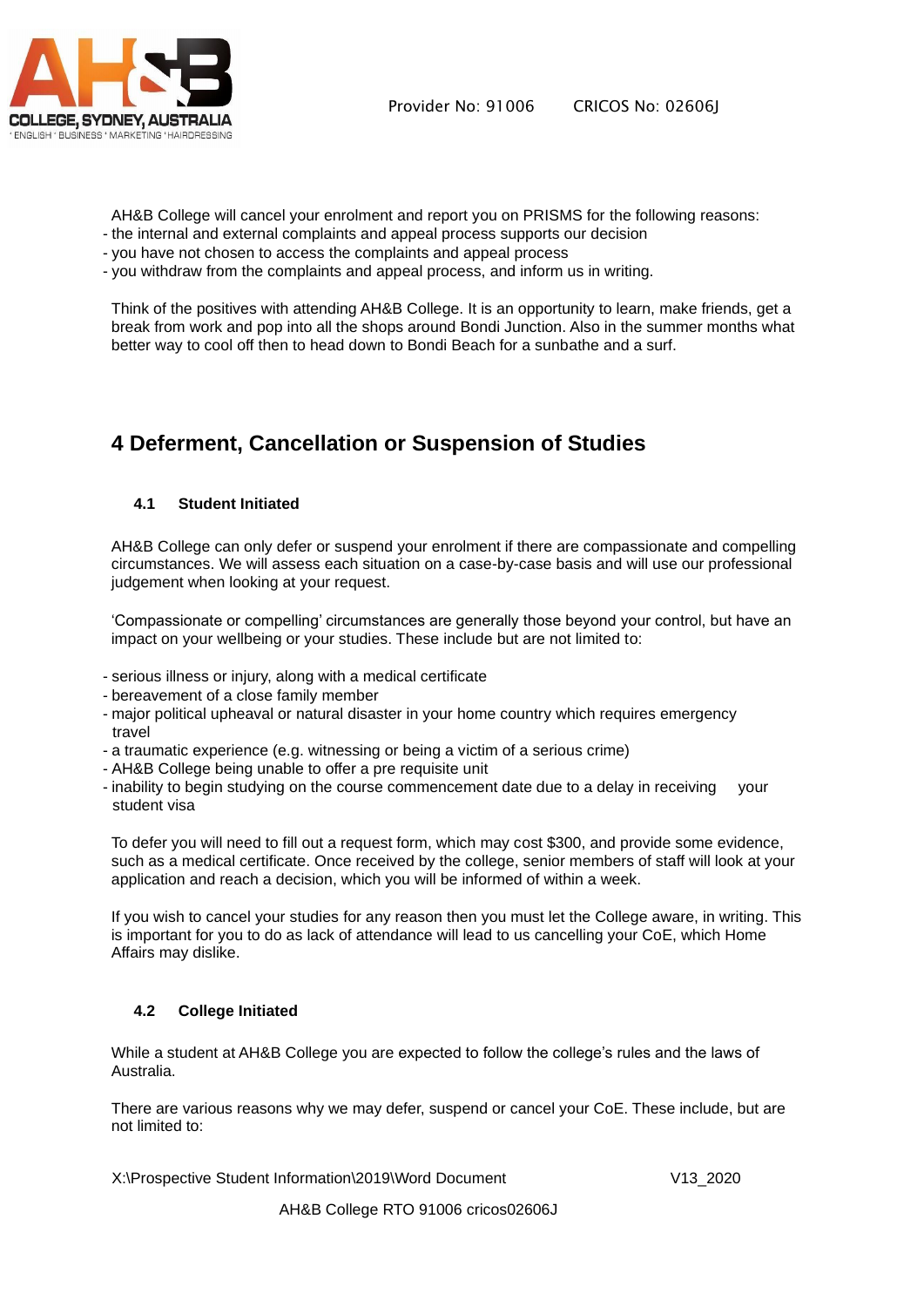AH&B College will cancel your enrolment and report you on PRISMS for the following reasons:

- the internal and external complaints and appeal process supports our decision
- you have not chosen to access the complaints and appeal process
- you withdraw from the complaints and appeal process, and inform us in writing.

Think of the positives with attending AH&B College. It is an opportunity to learn, make friends, get a break from work and pop into all the shops around Bondi Junction. Also in the summer months what better way to cool off then to head down to Bondi Beach for a sunbathe and a surf.

# 4 Deferment, Cancellation or Suspension of Studies

## 4.1 Student Initiated

AH&B College can only defer or suspend your enrolment if there are compassionate and compelling circumstances. We will assess each situation on a case-by-case basis and will use our professional judgement when looking at your request.

'Compassionate or compelling' circumstances are generally those beyond your control, but have an impact on your wellbeing or your studies. These include but are not limited to:

- serious illness or injury, along with a medical certificate
- bereavement of a close family member
- major political upheaval or natural disaster in your home country which requires emergency travel
- a traumatic experience (e.g. witnessing or being a victim of a serious crime)
- AH&B College being unable to offer a pre requisite unit
- inability to begin studying on the course commencement date due to a delay in receiving your student visa

To defer you will need to fill out a request form, which may cost $300, and provide some evidence, such as a medical certificate. Once received by the college, senior members of staff will look at your application and reach a decision, which you will be informed of within a week.

If you wish to cancel your studies for any reason then you must let the College aware, in writing. This is important for you to do as lack of attendance will lead to us cancelling your CoE, which Home Affairs may dislike.

## 4.2 College Initiated

While a student at AH&B College you are expected to follow the college's rules and the laws of Australia.

There are various reasons why we may defer, suspend or cancel your CoE. These include, but are not limited to: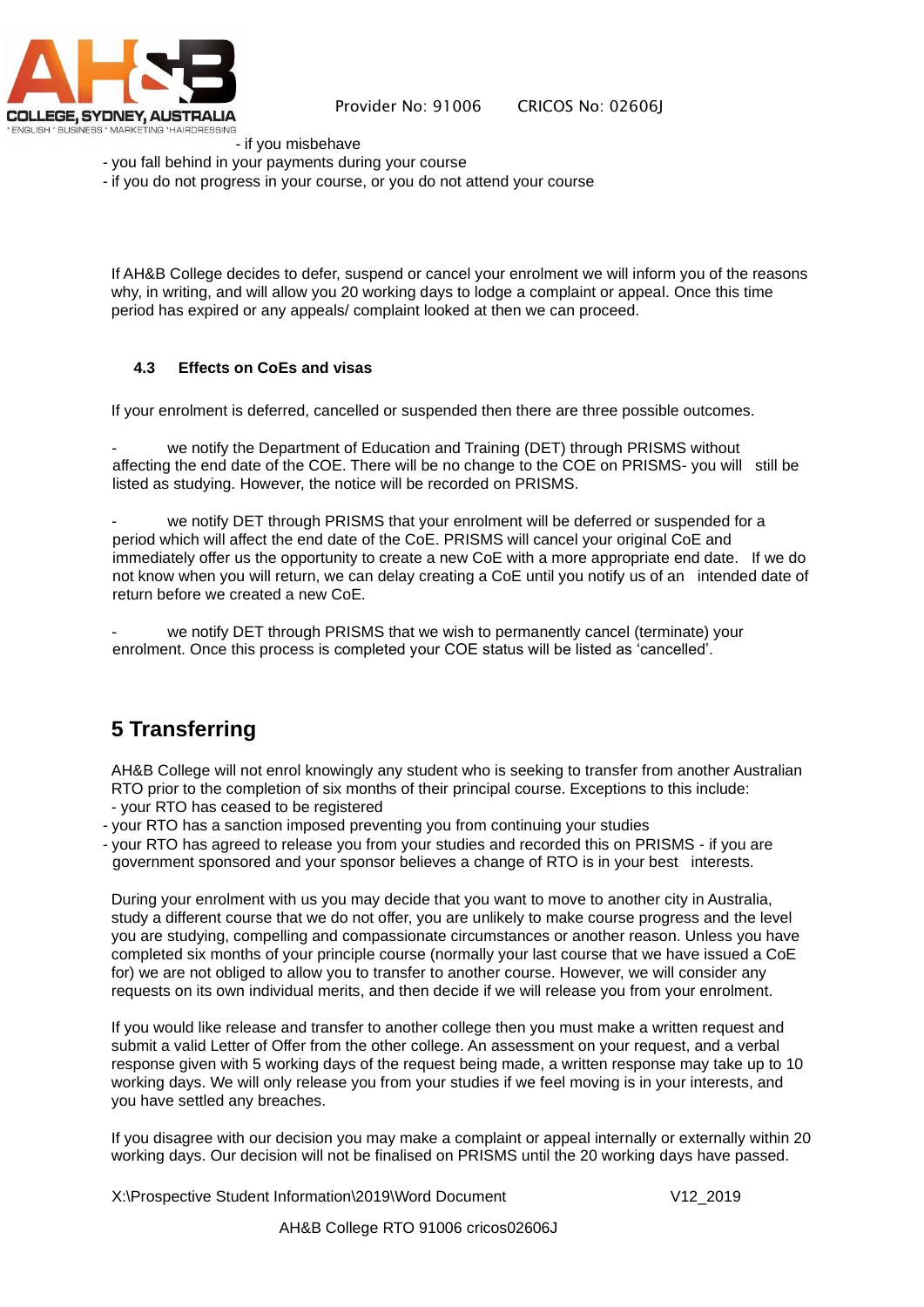- if you misbehave
- you fall behind in your payments during your course
- if you do not progress in your course, or you do not attend your course

If AH&B College decides to defer, suspend or cancel your enrolment we will inform you of the reasons why, in writing, and will allow you 20 working days to lodge a complaint or appeal. Once this time period has expired or any appeals/ complaint looked at then we can proceed.

### 4.3 Effects on CoEs and visas

If your enrolment is deferred, cancelled or suspended then there are three possible outcomes.

- we notify the Department of Education and Training (DET) through PRISMS without affecting the end date of the COE. There will be no change to the COE on PRISMS- you will still be listed as studying. However, the notice will be recorded on PRISMS.

- we notify DET through PRISMS that your enrolment will be deferred or suspended for a period which will affect the end date of the CoE. PRISMS will cancel your original CoE and immediately offer us the opportunity to create a new CoE with a more appropriate end date. If we do not know when you will return, we can delay creating a CoE until you notify us of an intended date of return before we created a new CoE.

- we notify DET through PRISMS that we wish to permanently cancel (terminate) your enrolment. Once this process is completed your COE status will be listed as 'cancelled'.

## 5 Transferring

AH&B College will not enrol knowingly any student who is seeking to transfer from another Australian RTO prior to the completion of six months of their principal course. Exceptions to this include:
- your RTO has ceased to be registered
- your RTO has a sanction imposed preventing you from continuing your studies
- your RTO has agreed to release you from your studies and recorded this on PRISMS - if you are government sponsored and your sponsor believes a change of RTO is in your best interests.

During your enrolment with us you may decide that you want to move to another city in Australia, study a different course that we do not offer, you are unlikely to make course progress and the level you are studying, compelling and compassionate circumstances or another reason. Unless you have completed six months of your principle course (normally your last course that we have issued a CoE for) we are not obliged to allow you to transfer to another course. However, we will consider any requests on its own individual merits, and then decide if we will release you from your enrolment.

If you would like release and transfer to another college then you must make a written request and submit a valid Letter of Offer from the other college. An assessment on your request, and a verbal response given with 5 working days of the request being made, a written response may take up to 10 working days. We will only release you from your studies if we feel moving is in your interests, and you have settled any breaches.

If you disagree with our decision you may make a complaint or appeal internally or externally within 20 working days. Our decision will not be finalised on PRISMS until the 20 working days have passed.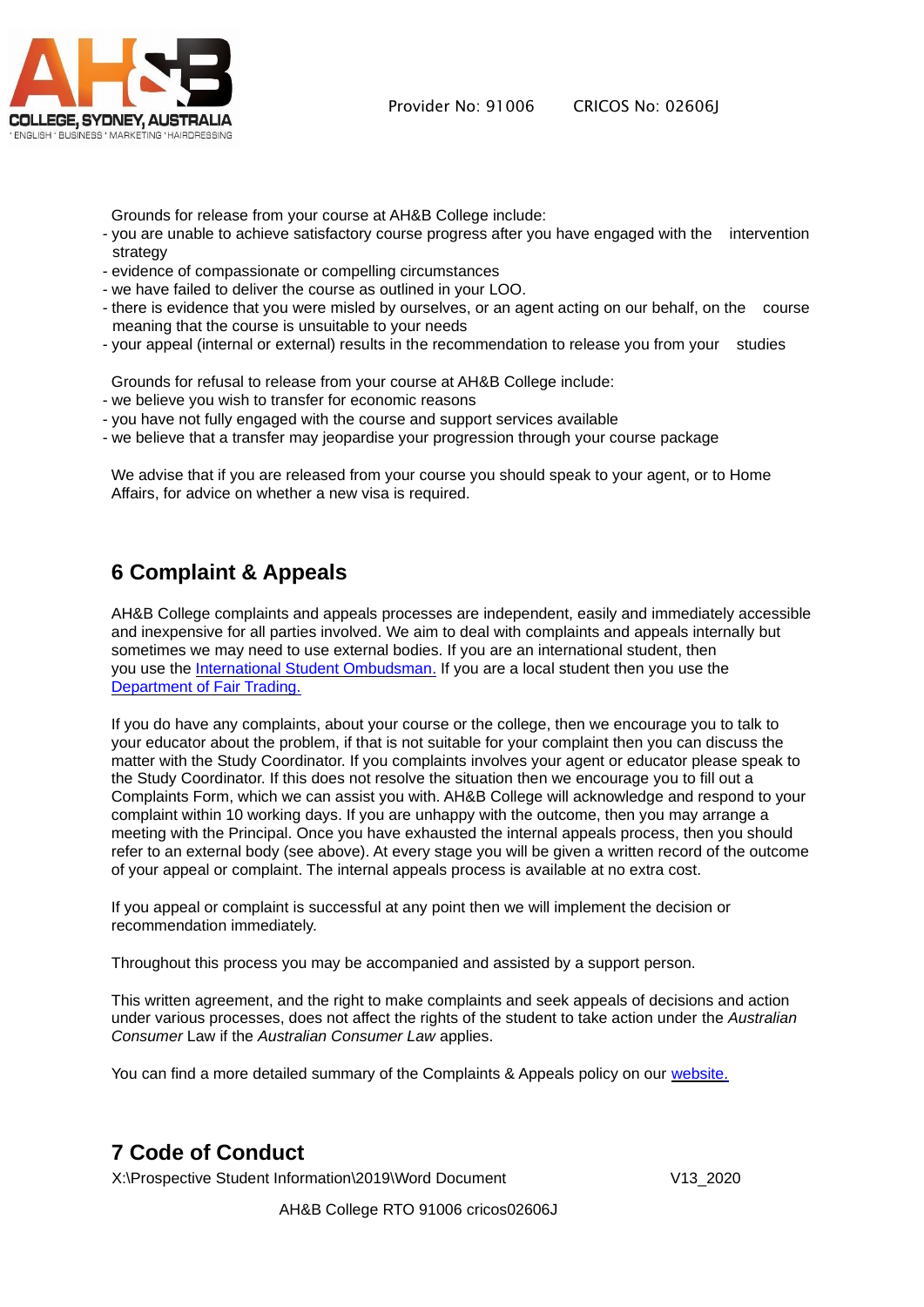Grounds for release from your course at AH&B College include:

- you are unable to achieve satisfactory course progress after you have engaged with the intervention strategy
- evidence of compassionate or compelling circumstances
- we have failed to deliver the course as outlined in your LOO.
- there is evidence that you were misled by ourselves, or an agent acting on our behalf, on the course meaning that the course is unsuitable to your needs
- your appeal (internal or external) results in the recommendation to release you from your studies

Grounds for refusal to release from your course at AH&B College include:

- we believe you wish to transfer for economic reasons
- you have not fully engaged with the course and support services available
- we believe that a transfer may jeopardise your progression through your course package

We advise that if you are released from your course you should speak to your agent, or to Home Affairs, for advice on whether a new visa is required.

## 6 Complaint & Appeals

AH&B College complaints and appeals processes are independent, easily and immediately accessible and inexpensive for all parties involved. We aim to deal with complaints and appeals internally but sometimes we may need to use external bodies. If you are an international student, then you use the International Student Ombudsman. If you are a local student then you use the Department of Fair Trading.

If you do have any complaints, about your course or the college, then we encourage you to talk to your educator about the problem, if that is not suitable for your complaint then you can discuss the matter with the Study Coordinator. If you complaints involves your agent or educator please speak to the Study Coordinator. If this does not resolve the situation then we encourage you to fill out a Complaints Form, which we can assist you with. AH&B College will acknowledge and respond to your complaint within 10 working days. If you are unhappy with the outcome, then you may arrange a meeting with the Principal. Once you have exhausted the internal appeals process, then you should refer to an external body (see above). At every stage you will be given a written record of the outcome of your appeal or complaint. The internal appeals process is available at no extra cost.

If you appeal or complaint is successful at any point then we will implement the decision or recommendation immediately.

Throughout this process you may be accompanied and assisted by a support person.

This written agreement, and the right to make complaints and seek appeals of decisions and action under various processes, does not affect the rights of the student to take action under the *Australian Consumer* Law if the *Australian Consumer Law* applies.

You can find a more detailed summary of the Complaints & Appeals policy on our website.

## 7 Code of Conduct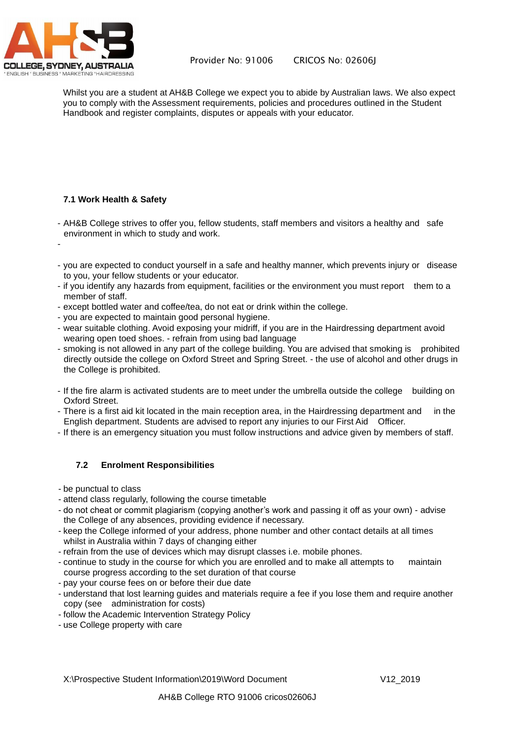Whilst you are a student at AH&B College we expect you to abide by Australian laws. We also expect you to comply with the Assessment requirements, policies and procedures outlined in the Student Handbook and register complaints, disputes or appeals with your educator.

### 7.1 Work Health & Safety

- AH&B College strives to offer you, fellow students, staff members and visitors a healthy and safe environment in which to study and work.
- 
- you are expected to conduct yourself in a safe and healthy manner, which prevents injury or disease to you, your fellow students or your educator.
- if you identify any hazards from equipment, facilities or the environment you must report them to a member of staff.
- except bottled water and coffee/tea, do not eat or drink within the college.
- you are expected to maintain good personal hygiene.
- wear suitable clothing. Avoid exposing your midriff, if you are in the Hairdressing department avoid wearing open toed shoes. - refrain from using bad language
- smoking is not allowed in any part of the college building. You are advised that smoking is prohibited directly outside the college on Oxford Street and Spring Street. - the use of alcohol and other drugs in the College is prohibited.

- If the fire alarm is activated students are to meet under the umbrella outside the college building on Oxford Street.
- There is a first aid kit located in the main reception area, in the Hairdressing department and in the English department. Students are advised to report any injuries to our First Aid Officer.
- If there is an emergency situation you must follow instructions and advice given by members of staff.

### 7.2 Enrolment Responsibilities

- be punctual to class
- attend class regularly, following the course timetable
- do not cheat or commit plagiarism (copying another's work and passing it off as your own) - advise the College of any absences, providing evidence if necessary.
- keep the College informed of your address, phone number and other contact details at all times whilst in Australia within 7 days of changing either
- refrain from the use of devices which may disrupt classes i.e. mobile phones.
- continue to study in the course for which you are enrolled and to make all attempts to maintain course progress according to the set duration of that course
- pay your course fees on or before their due date
- understand that lost learning guides and materials require a fee if you lose them and require another copy (see administration for costs)
- follow the Academic Intervention Strategy Policy
- use College property with care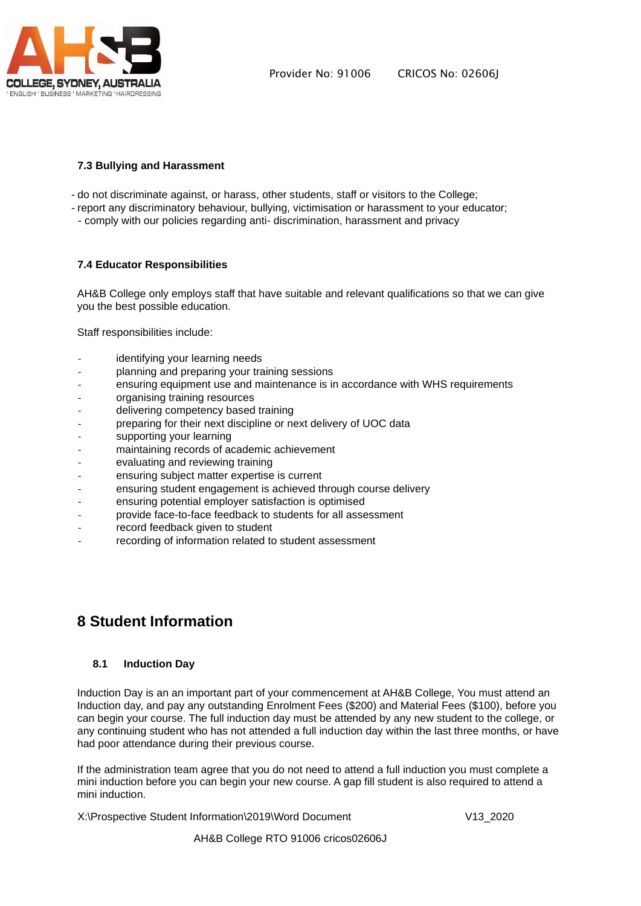### 7.3 Bullying and Harassment

- do not discriminate against, or harass, other students, staff or visitors to the College;
- report any discriminatory behaviour, bullying, victimisation or harassment to your educator;
- comply with our policies regarding anti- discrimination, harassment and privacy

### 7.4 Educator Responsibilities

AH&B College only employs staff that have suitable and relevant qualifications so that we can give you the best possible education.

Staff responsibilities include:

- identifying your learning needs
- planning and preparing your training sessions
- ensuring equipment use and maintenance is in accordance with WHS requirements
- organising training resources
- delivering competency based training
- preparing for their next discipline or next delivery of UOC data
- supporting your learning
- maintaining records of academic achievement
- evaluating and reviewing training
- ensuring subject matter expertise is current
- ensuring student engagement is achieved through course delivery
- ensuring potential employer satisfaction is optimised
- provide face-to-face feedback to students for all assessment
- record feedback given to student
- recording of information related to student assessment

# 8 Student Information

### 8.1 Induction Day

Induction Day is an an important part of your commencement at AH&B College, You must attend an Induction day, and pay any outstanding Enrolment Fees ($200) and Material Fees ($100), before you can begin your course. The full induction day must be attended by any new student to the college, or any continuing student who has not attended a full induction day within the last three months, or have had poor attendance during their previous course.

If the administration team agree that you do not need to attend a full induction you must complete a mini induction before you can begin your new course. A gap fill student is also required to attend a mini induction.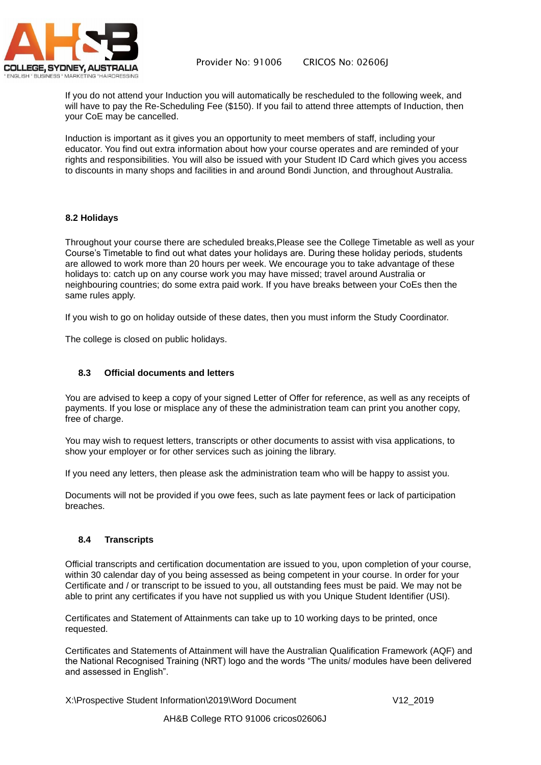If you do not attend your Induction you will automatically be rescheduled to the following week, and will have to pay the Re-Scheduling Fee ($150). If you fail to attend three attempts of Induction, then your CoE may be cancelled.

Induction is important as it gives you an opportunity to meet members of staff, including your educator. You find out extra information about how your course operates and are reminded of your rights and responsibilities. You will also be issued with your Student ID Card which gives you access to discounts in many shops and facilities in and around Bondi Junction, and throughout Australia.

### 8.2 Holidays

Throughout your course there are scheduled breaks,Please see the College Timetable as well as your Course's Timetable to find out what dates your holidays are. During these holiday periods, students are allowed to work more than 20 hours per week. We encourage you to take advantage of these holidays to: catch up on any course work you may have missed; travel around Australia or neighbouring countries; do some extra paid work. If you have breaks between your CoEs then the same rules apply.

If you wish to go on holiday outside of these dates, then you must inform the Study Coordinator.

The college is closed on public holidays.

### 8.3 Official documents and letters

You are advised to keep a copy of your signed Letter of Offer for reference, as well as any receipts of payments. If you lose or misplace any of these the administration team can print you another copy, free of charge.

You may wish to request letters, transcripts or other documents to assist with visa applications, to show your employer or for other services such as joining the library.

If you need any letters, then please ask the administration team who will be happy to assist you.

Documents will not be provided if you owe fees, such as late payment fees or lack of participation breaches.

### 8.4 Transcripts

Official transcripts and certification documentation are issued to you, upon completion of your course, within 30 calendar day of you being assessed as being competent in your course. In order for your Certificate and / or transcript to be issued to you, all outstanding fees must be paid. We may not be able to print any certificates if you have not supplied us with you Unique Student Identifier (USI).

Certificates and Statement of Attainments can take up to 10 working days to be printed, once requested.

Certificates and Statements of Attainment will have the Australian Qualification Framework (AQF) and the National Recognised Training (NRT) logo and the words "The units/ modules have been delivered and assessed in English".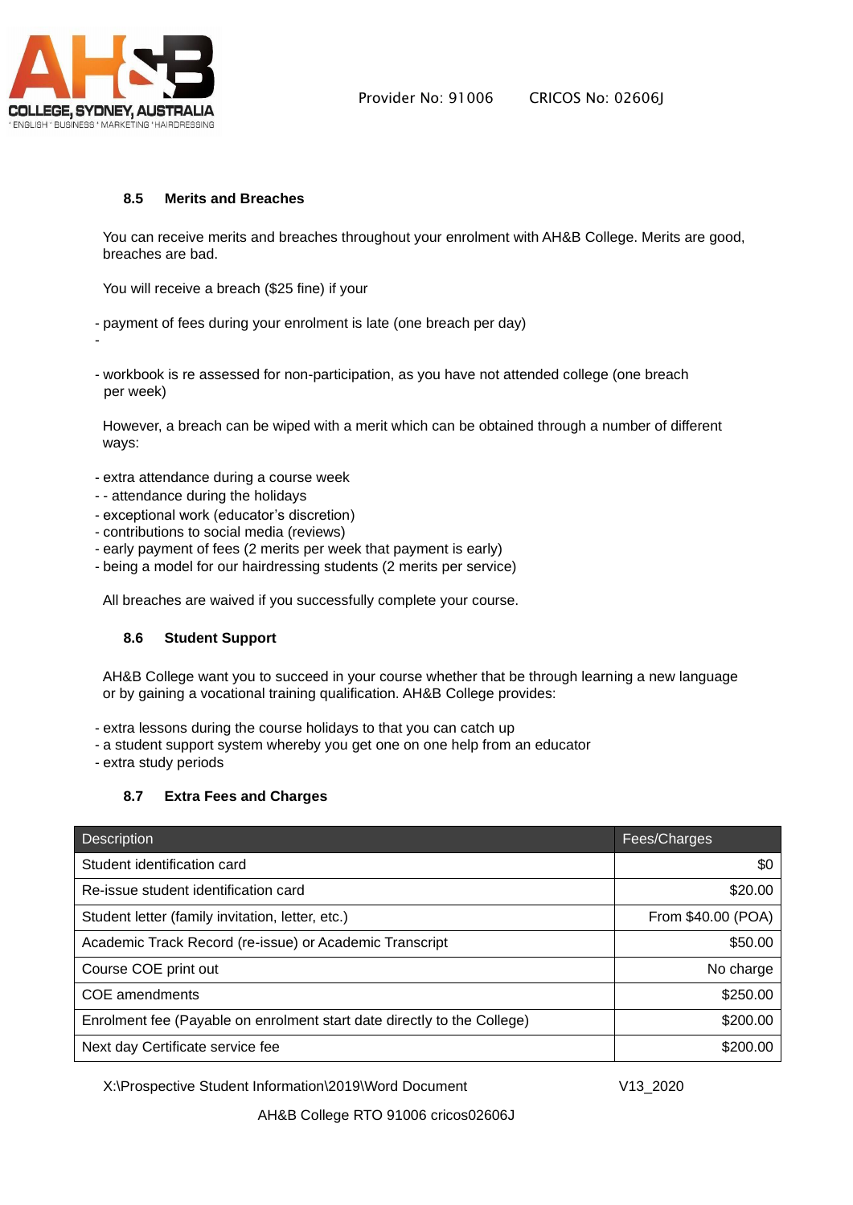### 8.5 Merits and Breaches

You can receive merits and breaches throughout your enrolment with AH&B College. Merits are good, breaches are bad.

You will receive a breach ($25 fine) if your

- payment of fees during your enrolment is late (one breach per day)
-
- workbook is re assessed for non-participation, as you have not attended college (one breach per week)

However, a breach can be wiped with a merit which can be obtained through a number of different ways:

- extra attendance during a course week
- - attendance during the holidays
- exceptional work (educator's discretion)
- contributions to social media (reviews)
- early payment of fees (2 merits per week that payment is early)
- being a model for our hairdressing students (2 merits per service)

All breaches are waived if you successfully complete your course.

### 8.6 Student Support

AH&B College want you to succeed in your course whether that be through learning a new language or by gaining a vocational training qualification. AH&B College provides:

- extra lessons during the course holidays to that you can catch up
- a student support system whereby you get one on one help from an educator
- extra study periods

### 8.7 Extra Fees and Charges

| Description | Fees/Charges |
|---|---|
| Student identification card | $0 |
| Re-issue student identification card | $20.00 |
| Student letter (family invitation, letter, etc.) | From $40.00 (POA) |
| Academic Track Record (re-issue) or Academic Transcript | $50.00 |
| Course COE print out | No charge |
| COE amendments | $250.00 |
| Enrolment fee (Payable on enrolment start date directly to the College) | $200.00 |
| Next day Certificate service fee | $200.00 |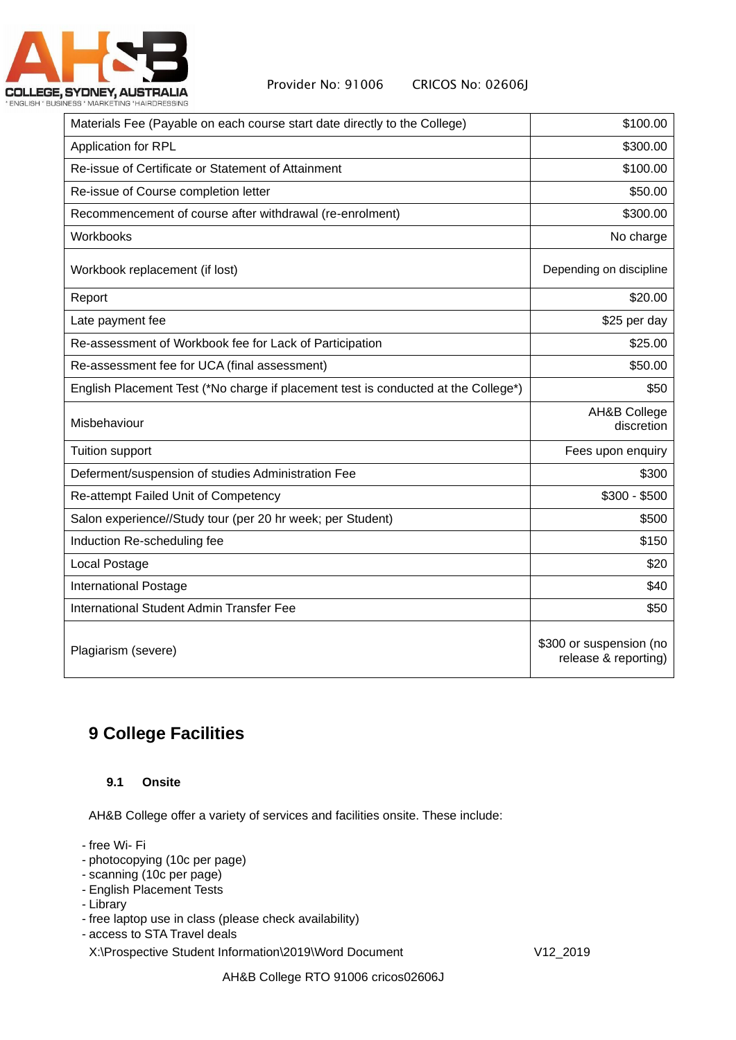| Materials Fee (Payable on each course start date directly to the College) | $100.00 |
|---|---|
| Application for RPL | $300.00 |
| Re-issue of Certificate or Statement of Attainment | $100.00 |
| Re-issue of Course completion letter | $50.00 |
| Recommencement of course after withdrawal (re-enrolment) | $300.00 |
| Workbooks | No charge |
| Workbook replacement (if lost) | Depending on discipline |
| Report | $20.00 |
| Late payment fee | $25 per day |
| Re-assessment of Workbook fee for Lack of Participation | $25.00 |
| Re-assessment fee for UCA (final assessment) | $50.00 |
| English Placement Test (*No charge if placement test is conducted at the College*) | $50 |
| Misbehaviour | AH&B College discretion |
| Tuition support | Fees upon enquiry |
| Deferment/suspension of studies Administration Fee | $300 |
| Re-attempt Failed Unit of Competency | $300 - $500 |
| Salon experience//Study tour (per 20 hr week; per Student) | $500 |
| Induction Re-scheduling fee | $150 |
| Local Postage | $20 |
| International Postage | $40 |
| International Student Admin Transfer Fee | $50 |
| Plagiarism (severe) | $300 or suspension (no release & reporting) |

# 9 College Facilities

### 9.1 Onsite

AH&B College offer a variety of services and facilities onsite. These include:

- free Wi- Fi
- photocopying (10c per page)
- scanning (10c per page)
- English Placement Tests
- Library
- free laptop use in class (please check availability)
- access to STA Travel deals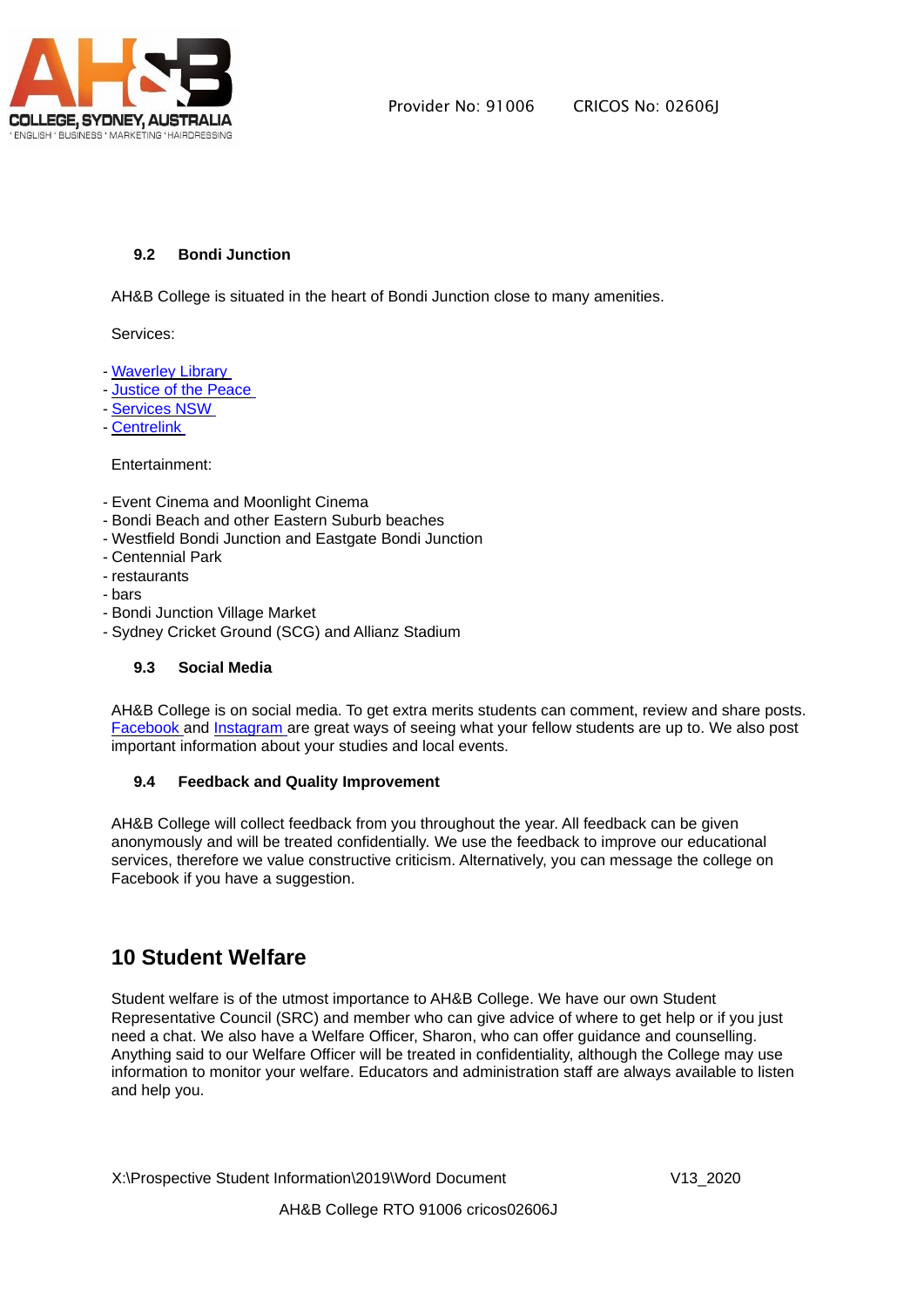### 9.2 Bondi Junction

AH&B College is situated in the heart of Bondi Junction close to many amenities.

Services:

- Waverley Library
- Justice of the Peace
- Services NSW
- Centrelink

Entertainment:

- Event Cinema and Moonlight Cinema
- Bondi Beach and other Eastern Suburb beaches
- Westfield Bondi Junction and Eastgate Bondi Junction
- Centennial Park
- restaurants
- bars
- Bondi Junction Village Market
- Sydney Cricket Ground (SCG) and Allianz Stadium

### 9.3 Social Media

AH&B College is on social media. To get extra merits students can comment, review and share posts. Facebook and Instagram are great ways of seeing what your fellow students are up to. We also post important information about your studies and local events.

### 9.4 Feedback and Quality Improvement

AH&B College will collect feedback from you throughout the year. All feedback can be given anonymously and will be treated confidentially. We use the feedback to improve our educational services, therefore we value constructive criticism. Alternatively, you can message the college on Facebook if you have a suggestion.

## 10 Student Welfare

Student welfare is of the utmost importance to AH&B College. We have our own Student Representative Council (SRC) and member who can give advice of where to get help or if you just need a chat. We also have a Welfare Officer, Sharon, who can offer guidance and counselling. Anything said to our Welfare Officer will be treated in confidentiality, although the College may use information to monitor your welfare. Educators and administration staff are always available to listen and help you.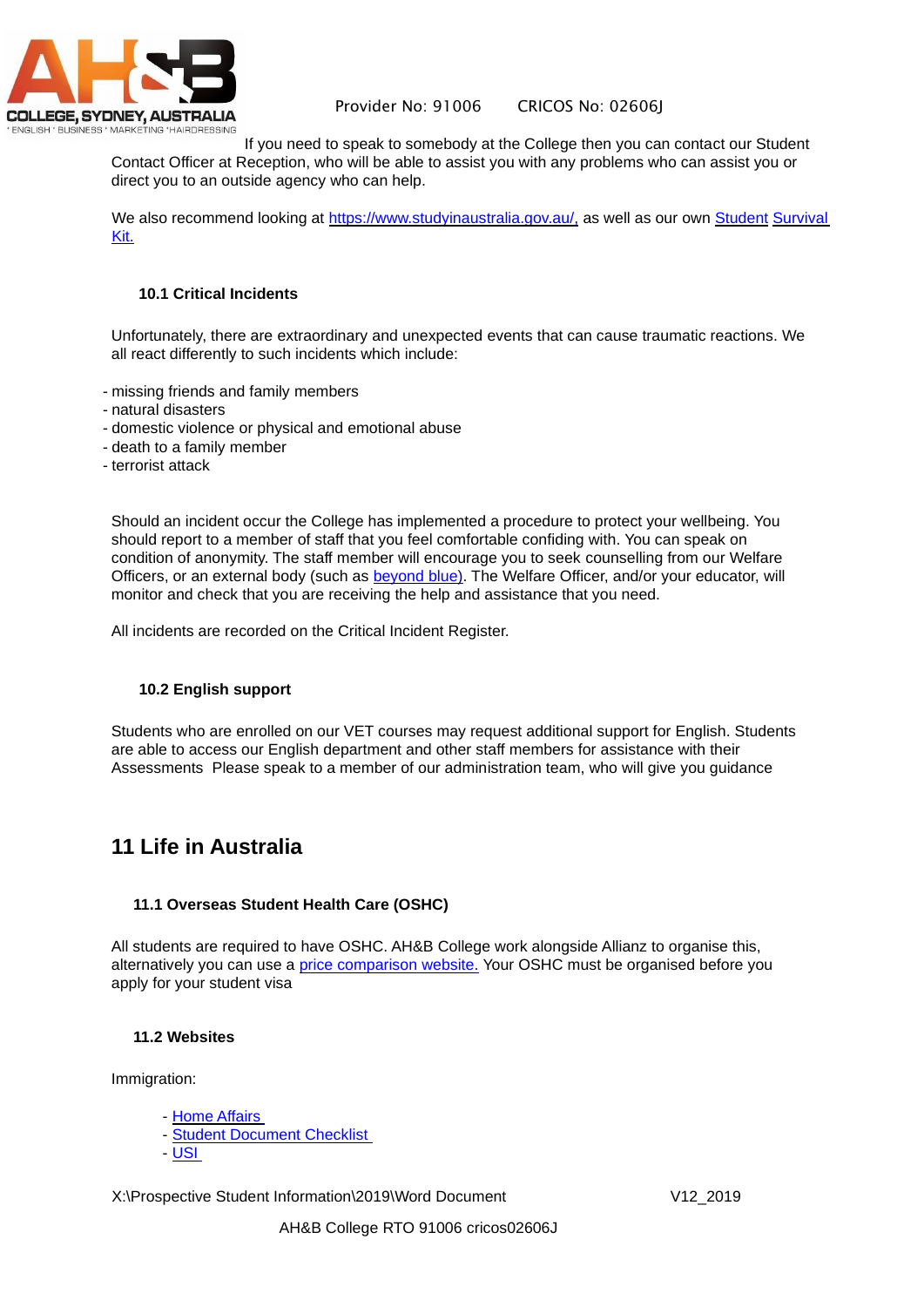If you need to speak to somebody at the College then you can contact our Student Contact Officer at Reception, who will be able to assist you with any problems who can assist you or direct you to an outside agency who can help.

We also recommend looking at https://www.studyinaustralia.gov.au/, as well as our own Student Survival Kit.

### 10.1 Critical Incidents

Unfortunately, there are extraordinary and unexpected events that can cause traumatic reactions. We all react differently to such incidents which include:

- missing friends and family members
- natural disasters
- domestic violence or physical and emotional abuse
- death to a family member
- terrorist attack

Should an incident occur the College has implemented a procedure to protect your wellbeing. You should report to a member of staff that you feel comfortable confiding with. You can speak on condition of anonymity. The staff member will encourage you to seek counselling from our Welfare Officers, or an external body (such as beyond blue). The Welfare Officer, and/or your educator, will monitor and check that you are receiving the help and assistance that you need.

All incidents are recorded on the Critical Incident Register.

### 10.2 English support

Students who are enrolled on our VET courses may request additional support for English. Students are able to access our English department and other staff members for assistance with their Assessments Please speak to a member of our administration team, who will give you guidance

## 11 Life in Australia

### 11.1 Overseas Student Health Care (OSHC)

All students are required to have OSHC. AH&B College work alongside Allianz to organise this, alternatively you can use a price comparison website. Your OSHC must be organised before you apply for your student visa

### 11.2 Websites

Immigration:

- Home Affairs
- Student Document Checklist
- USI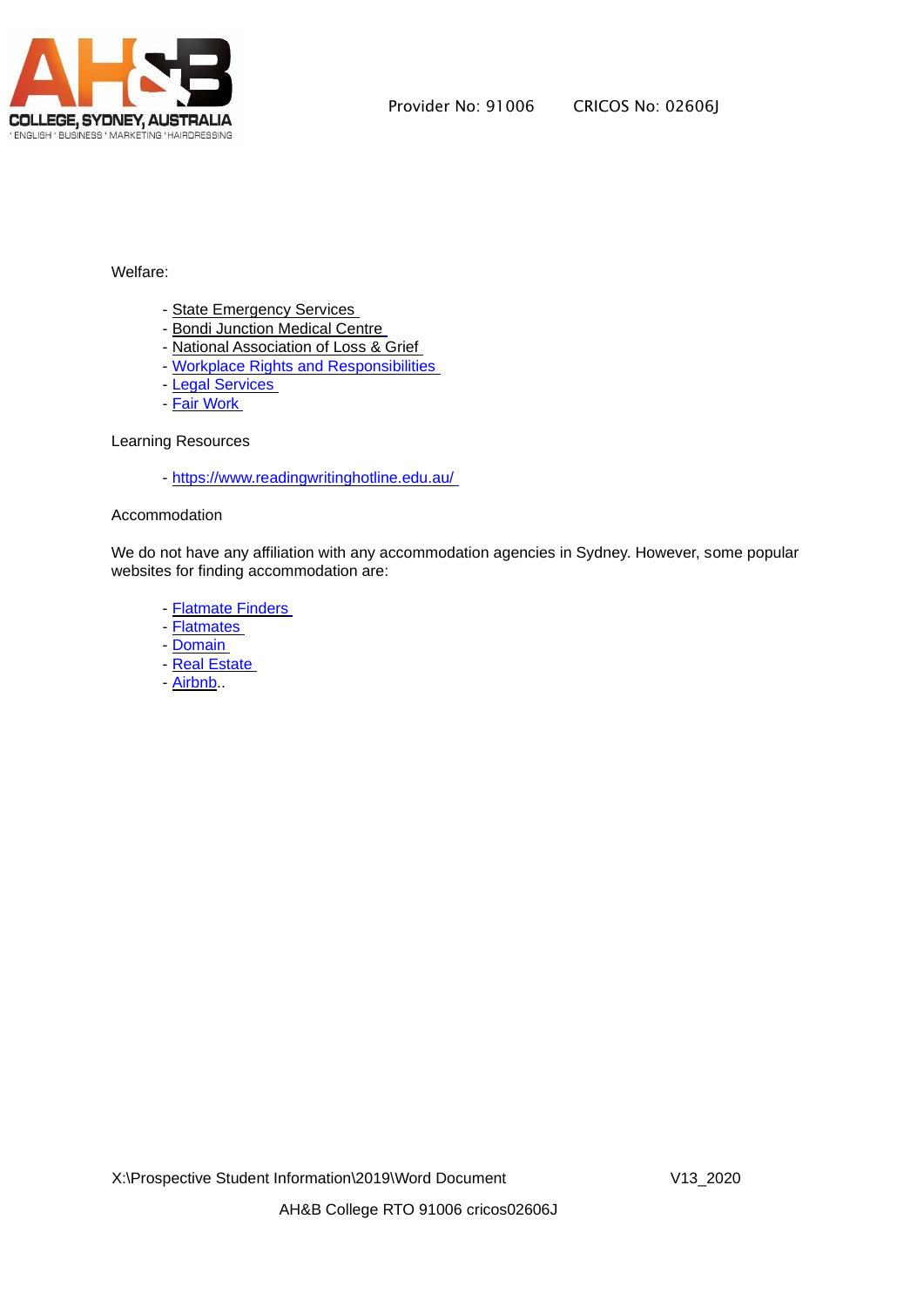Welfare:

- State Emergency Services
- Bondi Junction Medical Centre
- National Association of Loss & Grief
- Workplace Rights and Responsibilities
- Legal Services
- Fair Work

Learning Resources

- https://www.readingwritinghotline.edu.au/

Accommodation

We do not have any affiliation with any accommodation agencies in Sydney. However, some popular websites for finding accommodation are:

- Flatmate Finders
- Flatmates
- Domain
- Real Estate
- Airbnb..